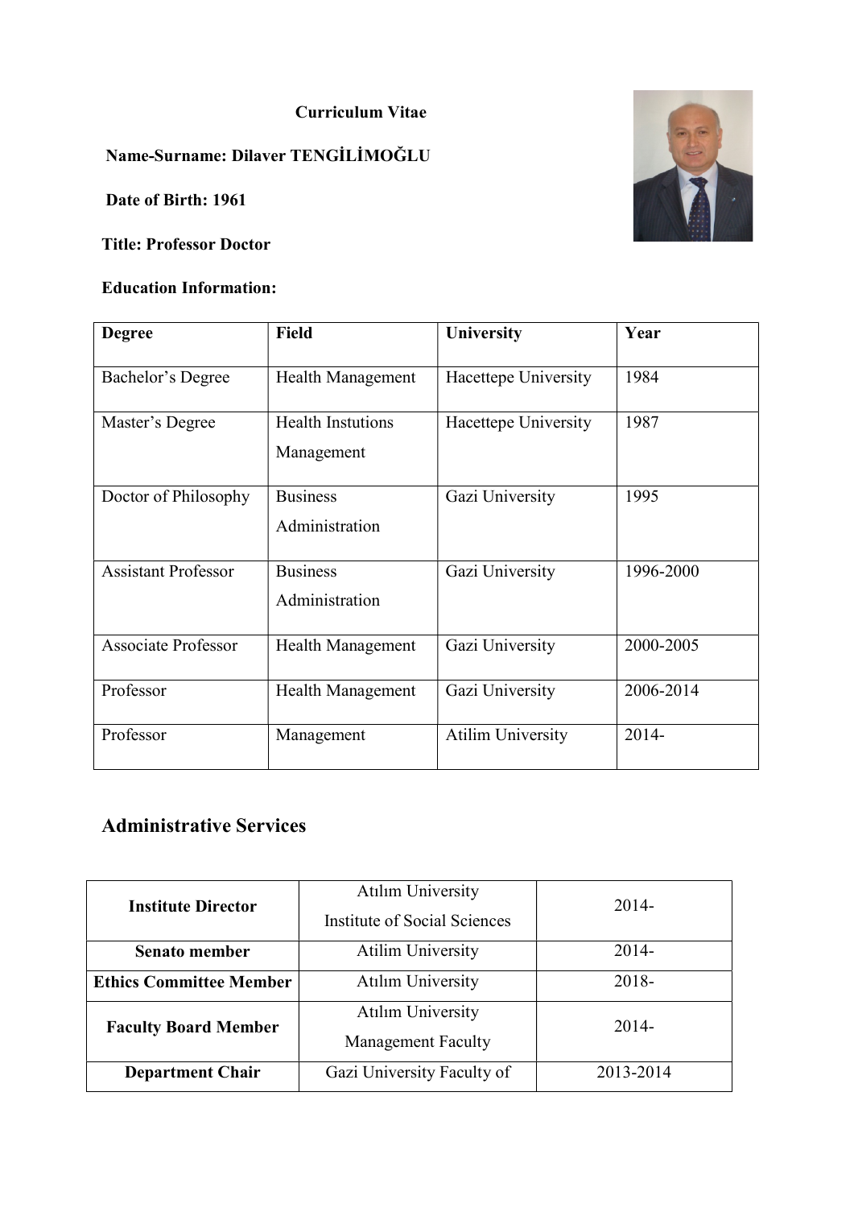**Curriculum Vitae**

**Name-Surname: Dilaver TENGİLİMOĞLU**

**Date of Birth: 1961**

**Title: Professor Doctor**

**Education Information:**

| **Degree** | **Field** | **University** | **Year** |
|---|---|---|---|
| Bachelor's Degree | Health Management | Hacettepe University | 1984 |
| Master's Degree | Health Instutions Management | Hacettepe University | 1987 |
| Doctor of Philosophy | Business Administration | Gazi University | 1995 |
| Assistant Professor | Business Administration | Gazi University | 1996-2000 |
| Associate Professor | Health Management | Gazi University | 2000-2005 |
| Professor | Health Management | Gazi University | 2006-2014 |
| Professor | Management | Atilim University | 2014- |

## Administrative Services

| | | |
|---|---|---|
| **Institute Director** | Atılım University Institute of Social Sciences | 2014- |
| **Senato member** | Atilim University | 2014- |
| **Ethics Committee Member** | Atılım University | 2018- |
| **Faculty Board Member** | Atılım University Management Faculty | 2014- |
| **Department Chair** | Gazi University Faculty of | 2013-2014 |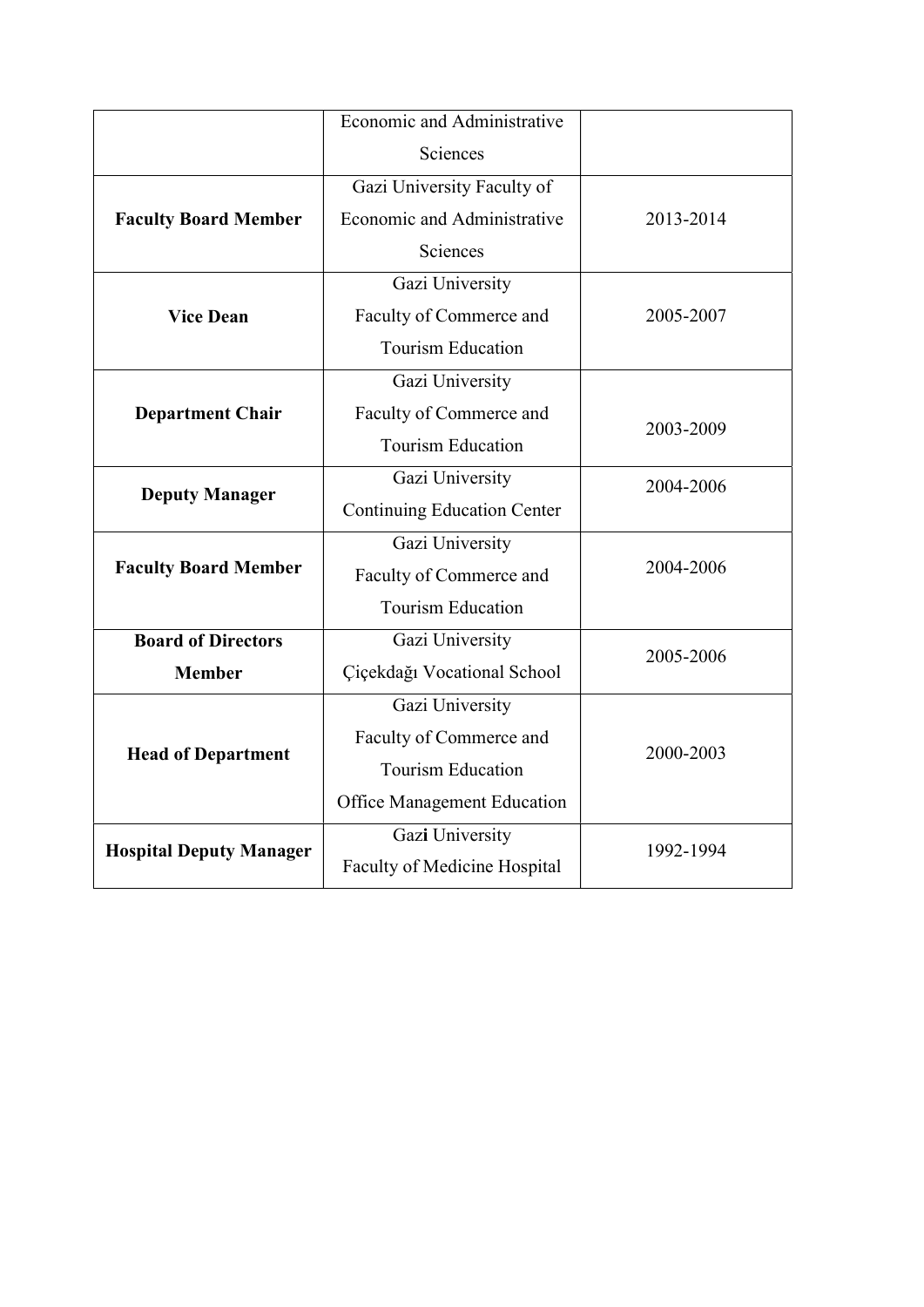| | Economic and Administrative Sciences | |
|---|---|---|
| **Faculty Board Member** | Gazi University Faculty of Economic and Administrative Sciences | 2013-2014 |
| **Vice Dean** | Gazi University Faculty of Commerce and Tourism Education | 2005-2007 |
| **Department Chair** | Gazi University Faculty of Commerce and Tourism Education | 2003-2009 |
| **Deputy Manager** | Gazi University Continuing Education Center | 2004-2006 |
| **Faculty Board Member** | Gazi University Faculty of Commerce and Tourism Education | 2004-2006 |
| **Board of Directors Member** | Gazi University Çiçekdağı Vocational School | 2005-2006 |
| **Head of Department** | Gazi University Faculty of Commerce and Tourism Education Office Management Education | 2000-2003 |
| **Hospital Deputy Manager** | Gazi University Faculty of Medicine Hospital | 1992-1994 |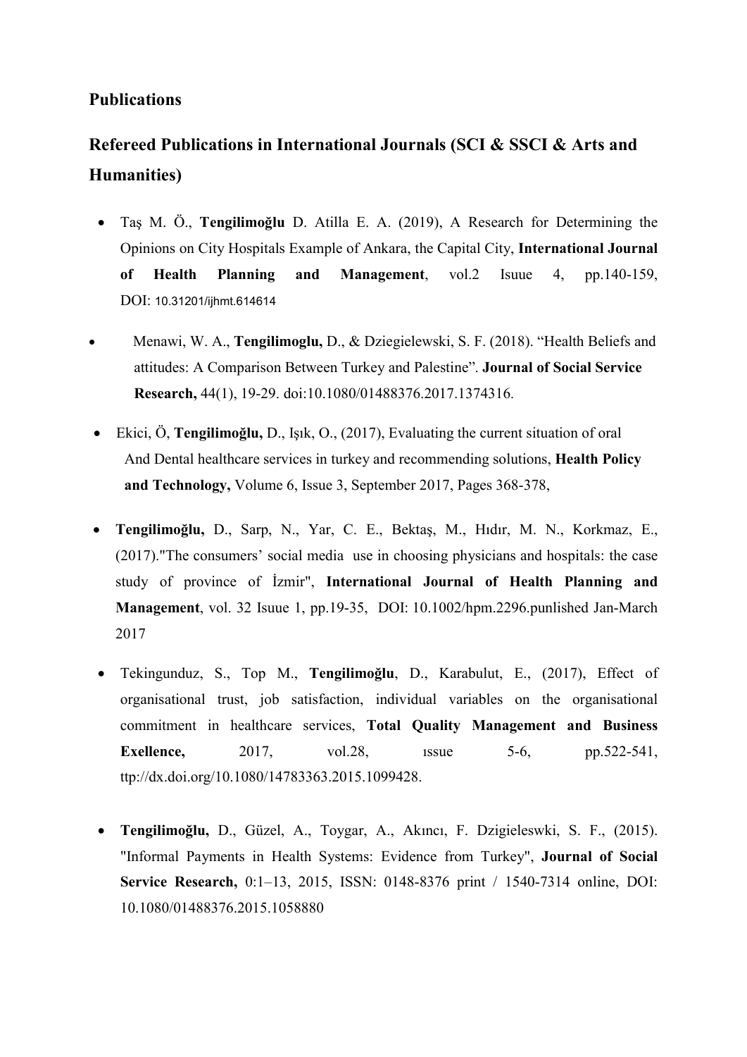## Publications

## Refereed Publications in International Journals (SCI & SSCI & Arts and Humanities)

- Taş M. Ö., **Tengilimoğlu** D. Atilla E. A. (2019), A Research for Determining the Opinions on City Hospitals Example of Ankara, the Capital City, **International Journal of Health Planning and Management**, vol.2 Isuue 4, pp.140-159, DOI: 10.31201/ijhmt.614614
- Menawi, W. A., **Tengilimoglu,** D., & Dziegielewski, S. F. (2018). "Health Beliefs and attitudes: A Comparison Between Turkey and Palestine". **Journal of Social Service Research,** 44(1), 19-29. doi:10.1080/01488376.2017.1374316.
- Ekici, Ö, **Tengilimoğlu,** D., Işık, O., (2017), Evaluating the current situation of oral And Dental healthcare services in turkey and recommending solutions, **Health Policy and Technology,** Volume 6, Issue 3, September 2017, Pages 368-378,
- **Tengilimoğlu,** D., Sarp, N., Yar, C. E., Bektaş, M., Hıdır, M. N., Korkmaz, E., (2017)."The consumers' social media use in choosing physicians and hospitals: the case study of province of İzmir", **International Journal of Health Planning and Management**, vol. 32 Isuue 1, pp.19-35, DOI: 10.1002/hpm.2296.punlished Jan-March 2017
- Tekingunduz, S., Top M., **Tengilimoğlu**, D., Karabulut, E., (2017), Effect of organisational trust, job satisfaction, individual variables on the organisational commitment in healthcare services, **Total Quality Management and Business Exellence,** 2017, vol.28, ıssue 5-6, pp.522-541, ttp://dx.doi.org/10.1080/14783363.2015.1099428.
- **Tengilimoğlu,** D., Güzel, A., Toygar, A., Akıncı, F. Dzigieleswki, S. F., (2015). "Informal Payments in Health Systems: Evidence from Turkey", **Journal of Social Service Research,** 0:1–13, 2015, ISSN: 0148-8376 print / 1540-7314 online, DOI: 10.1080/01488376.2015.1058880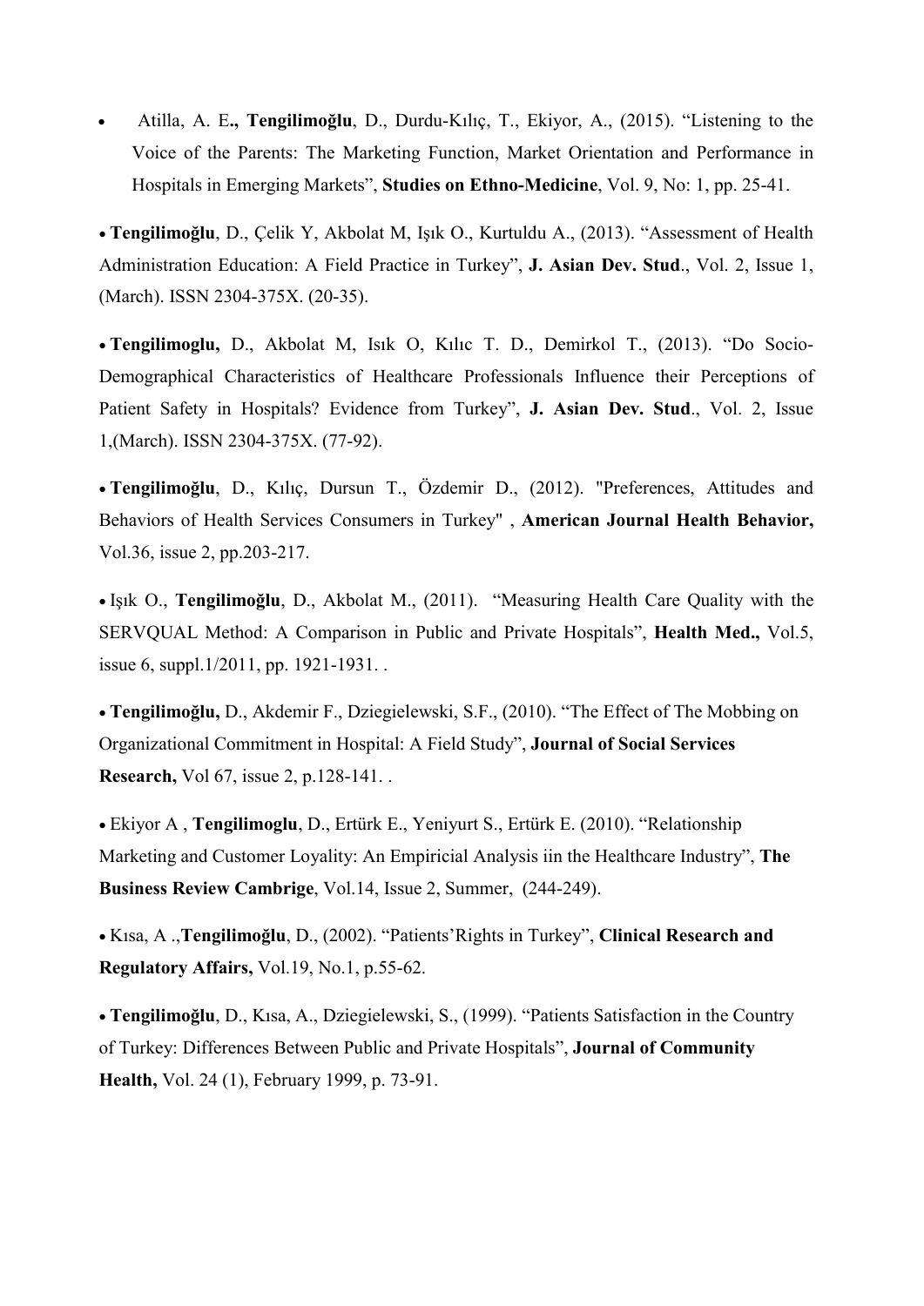- Atilla, A. E**.,** **Tengilimoğlu**, D., Durdu-Kılıç, T., Ekiyor, A., (2015). "Listening to the Voice of the Parents: The Marketing Function, Market Orientation and Performance in Hospitals in Emerging Markets", **Studies on Ethno-Medicine**, Vol. 9, No: 1, pp. 25-41.

- **Tengilimoğlu**, D., Çelik Y, Akbolat M, Işık O., Kurtuldu A., (2013). "Assessment of Health Administration Education: A Field Practice in Turkey", **J. Asian Dev. Stud**., Vol. 2, Issue 1, (March). ISSN 2304-375X. (20-35).

- **Tengilimoglu,** D., Akbolat M, Isık O, Kılıc T. D., Demirkol T., (2013). "Do Socio-Demographical Characteristics of Healthcare Professionals Influence their Perceptions of Patient Safety in Hospitals? Evidence from Turkey", **J. Asian Dev. Stud**., Vol. 2, Issue 1,(March). ISSN 2304-375X. (77-92).

- **Tengilimoğlu**, D., Kılıç, Dursun T., Özdemir D., (2012). "Preferences, Attitudes and Behaviors of Health Services Consumers in Turkey" , **American Journal Health Behavior,** Vol.36, issue 2, pp.203-217.

- Işık O., **Tengilimoğlu**, D., Akbolat M., (2011). "Measuring Health Care Quality with the SERVQUAL Method: A Comparison in Public and Private Hospitals", **Health Med.,** Vol.5, issue 6, suppl.1/2011, pp. 1921-1931. .

- **Tengilimoğlu,** D., Akdemir F., Dziegielewski, S.F., (2010). "The Effect of The Mobbing on Organizational Commitment in Hospital: A Field Study", **Journal of Social Services Research,** Vol 67, issue 2, p.128-141. .

- Ekiyor A , **Tengilimoglu**, D., Ertürk E., Yeniyurt S., Ertürk E. (2010). "Relationship Marketing and Customer Loyality: An Empiricial Analysis iin the Healthcare Industry", **The Business Review Cambrige**, Vol.14, Issue 2, Summer, (244-249).

- Kısa, A .,**Tengilimoğlu**, D., (2002). "Patients'Rights in Turkey", **Clinical Research and Regulatory Affairs,** Vol.19, No.1, p.55-62.

- **Tengilimoğlu**, D., Kısa, A., Dziegielewski, S., (1999). "Patients Satisfaction in the Country of Turkey: Differences Between Public and Private Hospitals", **Journal of Community Health,** Vol. 24 (1), February 1999, p. 73-91.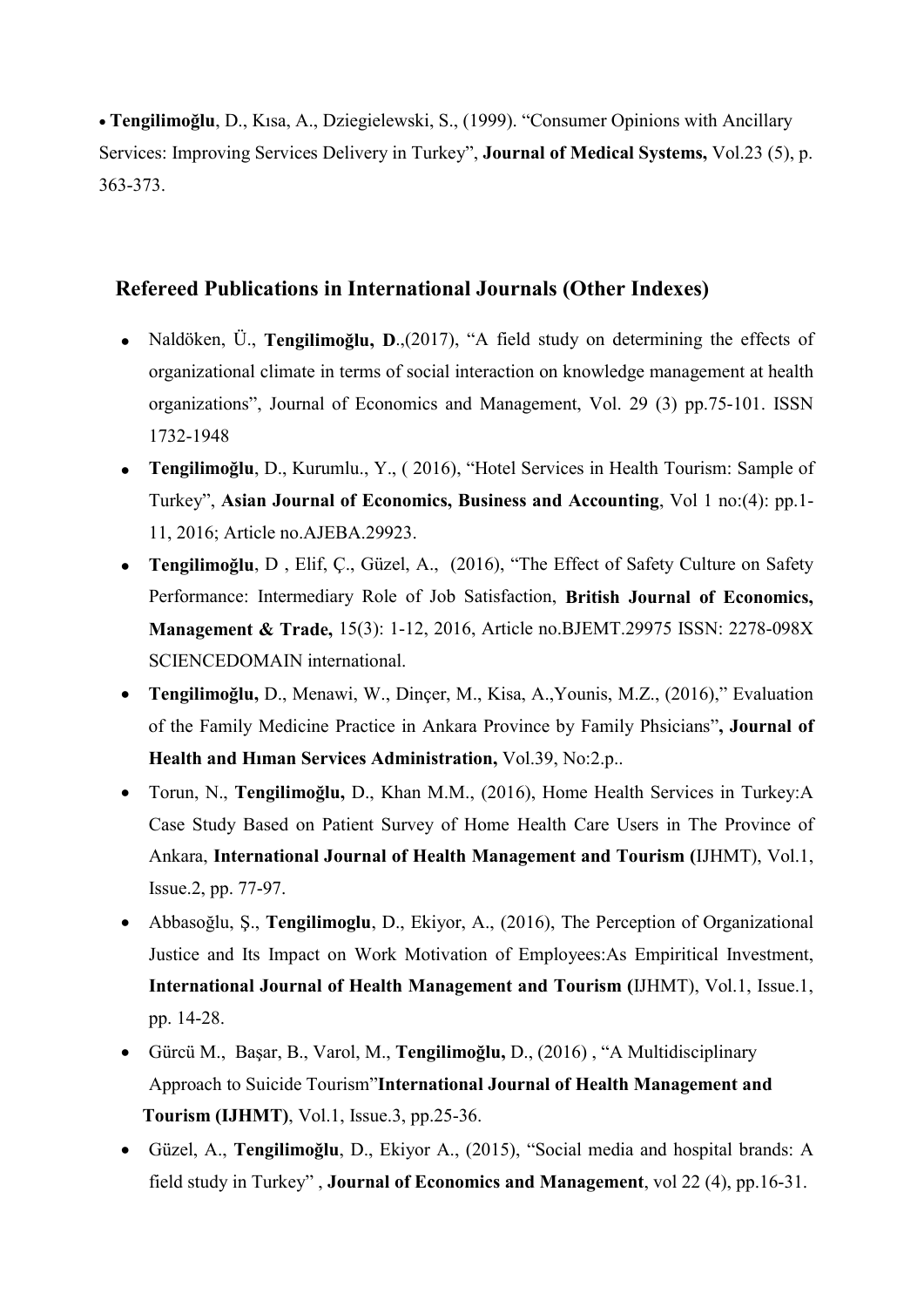- **Tengilimoğlu**, D., Kısa, A., Dziegielewski, S., (1999). "Consumer Opinions with Ancillary Services: Improving Services Delivery in Turkey", **Journal of Medical Systems,** Vol.23 (5), p. 363-373.

## Refereed Publications in International Journals (Other Indexes)

- Naldöken, Ü., **Tengilimoğlu, D**.,(2017), "A field study on determining the effects of organizational climate in terms of social interaction on knowledge management at health organizations", Journal of Economics and Management, Vol. 29 (3) pp.75-101. ISSN 1732-1948
- **Tengilimoğlu**, D., Kurumlu., Y., ( 2016), "Hotel Services in Health Tourism: Sample of Turkey", **Asian Journal of Economics, Business and Accounting**, Vol 1 no:(4): pp.1-11, 2016; Article no.AJEBA.29923.
- **Tengilimoğlu**, D , Elif, Ç., Güzel, A., (2016), "The Effect of Safety Culture on Safety Performance: Intermediary Role of Job Satisfaction, **British Journal of Economics, Management & Trade,** 15(3): 1-12, 2016, Article no.BJEMT.29975 ISSN: 2278-098X SCIENCEDOMAIN international.
- **Tengilimoğlu,** D., Menawi, W., Dinçer, M., Kisa, A.,Younis, M.Z., (2016)," Evaluation of the Family Medicine Practice in Ankara Province by Family Phsicians"**, Journal of Health and Hıman Services Administration,** Vol.39, No:2.p..
- Torun, N., **Tengilimoğlu,** D., Khan M.M., (2016), Home Health Services in Turkey:A Case Study Based on Patient Survey of Home Health Care Users in The Province of Ankara, **International Journal of Health Management and Tourism (**IJHMT), Vol.1, Issue.2, pp. 77-97.
- Abbasoğlu, Ş., **Tengilimoglu**, D., Ekiyor, A., (2016), The Perception of Organizational Justice and Its Impact on Work Motivation of Employees:As Empiritical Investment, **International Journal of Health Management and Tourism (**IJHMT), Vol.1, Issue.1, pp. 14-28.
- Gürcü M., Başar, B., Varol, M., **Tengilimoğlu,** D., (2016) , "A Multidisciplinary Approach to Suicide Tourism"**International Journal of Health Management and Tourism (IJHMT)**, Vol.1, Issue.3, pp.25-36.
- Güzel, A., **Tengilimoğlu**, D., Ekiyor A., (2015), "Social media and hospital brands: A field study in Turkey" , **Journal of Economics and Management**, vol 22 (4), pp.16-31.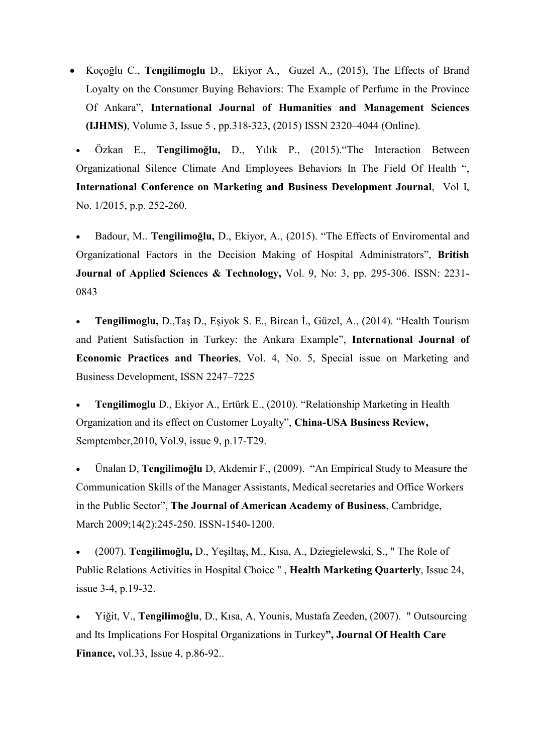- Koçoğlu C., **Tengilimoglu** D., Ekiyor A., Guzel A., (2015), The Effects of Brand Loyalty on the Consumer Buying Behaviors: The Example of Perfume in the Province Of Ankara", **International Journal of Humanities and Management Sciences (IJHMS)**, Volume 3, Issue 5 , pp.318-323, (2015) ISSN 2320–4044 (Online).

- Özkan E., **Tengilimoğlu,** D., Yılık P., (2015)."The Interaction Between Organizational Silence Climate And Employees Behaviors In The Field Of Health ", **International Conference on Marketing and Business Development Journal**, Vol I, No. 1/2015, p.p. 252-260.

- Badour, M.. **Tengilimoğlu,** D., Ekiyor, A., (2015). "The Effects of Enviromental and Organizational Factors in the Decision Making of Hospital Administrators", **British Journal of Applied Sciences & Technology,** Vol. 9, No: 3, pp. 295-306. ISSN: 2231-0843

- **Tengilimoglu,** D.,Taş D., Eşiyok S. E., Bircan İ., Güzel, A., (2014). "Health Tourism and Patient Satisfaction in Turkey: the Ankara Example", **International Journal of Economic Practices and Theories**, Vol. 4, No. 5, Special issue on Marketing and Business Development, ISSN 2247–7225

- **Tengilimoglu** D., Ekiyor A., Ertürk E., (2010). "Relationship Marketing in Health Organization and its effect on Customer Loyalty", **China-USA Business Review,** Semptember,2010, Vol.9, issue 9, p.17-T29.

- Ünalan D, **Tengilimoğlu** D, Akdemir F., (2009). "An Empirical Study to Measure the Communication Skills of the Manager Assistants, Medical secretaries and Office Workers in the Public Sector", **The Journal of American Academy of Business**, Cambridge, March 2009;14(2):245-250. ISSN-1540-1200.

- (2007). **Tengilimoğlu,** D., Yeşiltaş, M., Kısa, A., Dziegielewski, S., " The Role of Public Relations Activities in Hospital Choice " , **Health Marketing Quarterly**, Issue 24, issue 3-4, p.19-32.

- Yiğit, V., **Tengilimoğlu**, D., Kısa, A, Younis, Mustafa Zeeden, (2007). " Outsourcing and Its Implications For Hospital Organizations in Turkey**", Journal Of Health Care Finance,** vol.33, Issue 4, p.86-92..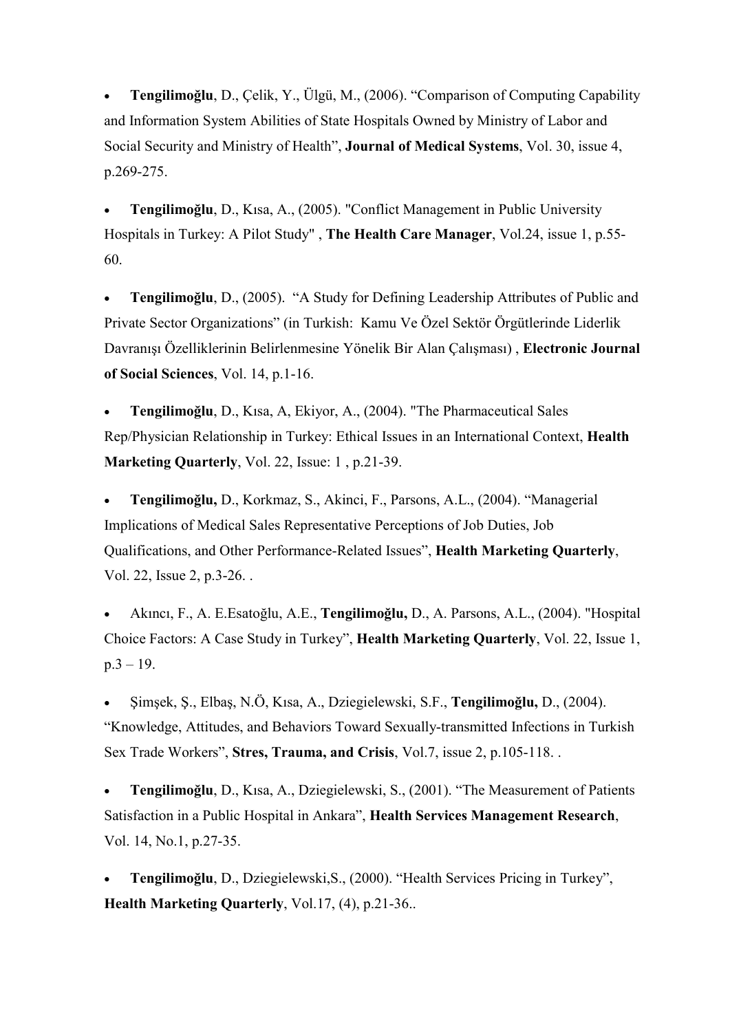- **Tengilimoğlu**, D., Çelik, Y., Ülgü, M., (2006). “Comparison of Computing Capability and Information System Abilities of State Hospitals Owned by Ministry of Labor and Social Security and Ministry of Health”, **Journal of Medical Systems**, Vol. 30, issue 4, p.269-275.

- **Tengilimoğlu**, D., Kısa, A., (2005). "Conflict Management in Public University Hospitals in Turkey: A Pilot Study" , **The Health Care Manager**, Vol.24, issue 1, p.55-60.

- **Tengilimoğlu**, D., (2005). “A Study for Defining Leadership Attributes of Public and Private Sector Organizations” (in Turkish: Kamu Ve Özel Sektör Örgütlerinde Liderlik Davranışı Özelliklerinin Belirlenmesine Yönelik Bir Alan Çalışması) , **Electronic Journal of Social Sciences**, Vol. 14, p.1-16.

- **Tengilimoğlu**, D., Kısa, A, Ekiyor, A., (2004). "The Pharmaceutical Sales Rep/Physician Relationship in Turkey: Ethical Issues in an International Context, **Health Marketing Quarterly**, Vol. 22, Issue: 1 , p.21-39.

- **Tengilimoğlu,** D., Korkmaz, S., Akinci, F., Parsons, A.L., (2004). “Managerial Implications of Medical Sales Representative Perceptions of Job Duties, Job Qualifications, and Other Performance-Related Issues”, **Health Marketing Quarterly**, Vol. 22, Issue 2, p.3-26. .

- Akıncı, F., A. E.Esatoğlu, A.E., **Tengilimoğlu,** D., A. Parsons, A.L., (2004). "Hospital Choice Factors: A Case Study in Turkey”, **Health Marketing Quarterly**, Vol. 22, Issue 1, p.3 – 19.

- Şimşek, Ş., Elbaş, N.Ö, Kısa, A., Dziegielewski, S.F., **Tengilimoğlu,** D., (2004). “Knowledge, Attitudes, and Behaviors Toward Sexually-transmitted Infections in Turkish Sex Trade Workers”, **Stres, Trauma, and Crisis**, Vol.7, issue 2, p.105-118. .

- **Tengilimoğlu**, D., Kısa, A., Dziegielewski, S., (2001). “The Measurement of Patients Satisfaction in a Public Hospital in Ankara”, **Health Services Management Research**, Vol. 14, No.1, p.27-35.

- **Tengilimoğlu**, D., Dziegielewski,S., (2000). “Health Services Pricing in Turkey”, **Health Marketing Quarterly**, Vol.17, (4), p.21-36..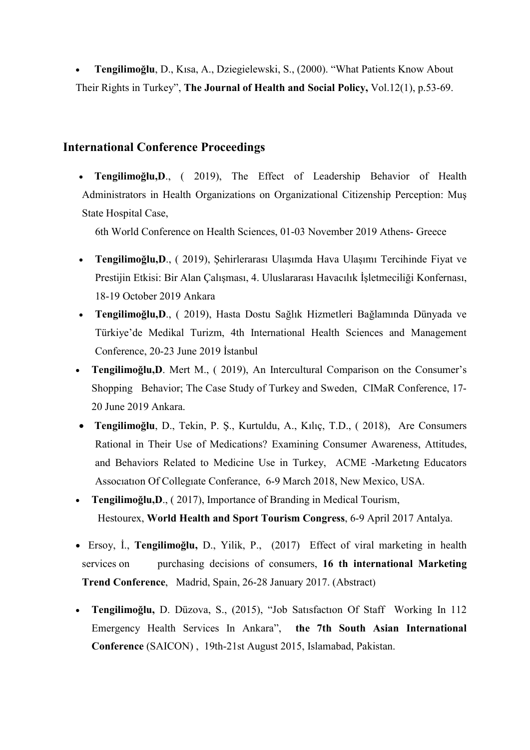- **Tengilimoğlu**, D., Kısa, A., Dziegielewski, S., (2000). "What Patients Know About Their Rights in Turkey", **The Journal of Health and Social Policy,** Vol.12(1), p.53-69.

## International Conference Proceedings

- **Tengilimoğlu,D**., ( 2019), The Effect of Leadership Behavior of Health Administrators in Health Organizations on Organizational Citizenship Perception: Muş State Hospital Case,

  6th World Conference on Health Sciences, 01-03 November 2019 Athens- Greece

- **Tengilimoğlu,D**., ( 2019), Şehirlerarası Ulaşımda Hava Ulaşımı Tercihinde Fiyat ve Prestijin Etkisi: Bir Alan Çalışması, 4. Uluslararası Havacılık İşletmeciliği Konfernası, 18-19 October 2019 Ankara
- **Tengilimoğlu,D**., ( 2019), Hasta Dostu Sağlık Hizmetleri Bağlamında Dünyada ve Türkiye'de Medikal Turizm, 4th International Health Sciences and Management Conference, 20-23 June 2019 İstanbul
- **Tengilimoğlu,D**. Mert M., ( 2019), An Intercultural Comparison on the Consumer's Shopping Behavior; The Case Study of Turkey and Sweden, CIMaR Conference, 17-20 June 2019 Ankara.
- **Tengilimoğlu**, D., Tekin, P. Ş., Kurtuldu, A., Kılıç, T.D., ( 2018), Are Consumers Rational in Their Use of Medications? Examining Consumer Awareness, Attitudes, and Behaviors Related to Medicine Use in Turkey, ACME -Marketıng Educators Assocıatıon Of Collegıate Conferance, 6-9 March 2018, New Mexico, USA.
- **Tengilimoğlu,D**., ( 2017), Importance of Branding in Medical Tourism, Hestourex, **World Health and Sport Tourism Congress**, 6-9 April 2017 Antalya.
- Ersoy, İ., **Tengilimoğlu,** D., Yilik, P., (2017) Effect of viral marketing in health services on purchasing decisions of consumers, **16 th international Marketing Trend Conference**, Madrid, Spain, 26-28 January 2017. (Abstract)
- **Tengilimoğlu,** D. Düzova, S., (2015), "Job Satısfactıon Of Staff Working In 112 Emergency Health Services In Ankara", **the 7th South Asian International Conference** (SAICON) , 19th-21st August 2015, Islamabad, Pakistan.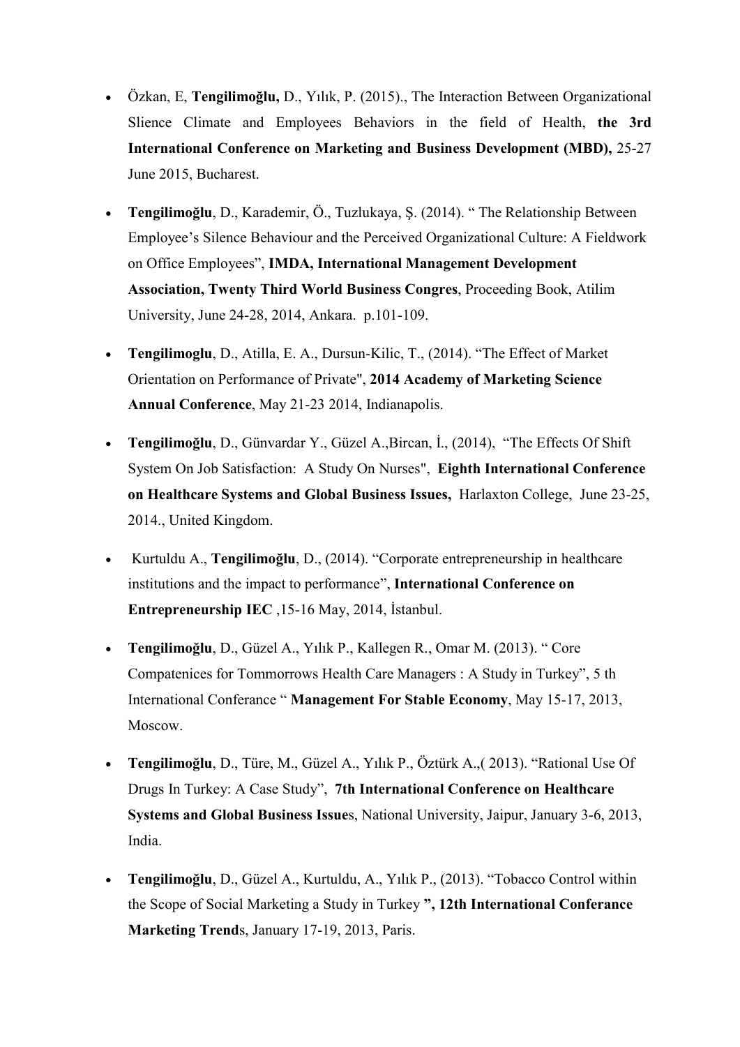- Özkan, E, **Tengilimoğlu,** D., Yılık, P. (2015)., The Interaction Between Organizational Slience Climate and Employees Behaviors in the field of Health, **the 3rd International Conference on Marketing and Business Development (MBD),** 25-27 June 2015, Bucharest.

- **Tengilimoğlu**, D., Karademir, Ö., Tuzlukaya, Ş. (2014). " The Relationship Between Employee's Silence Behaviour and the Perceived Organizational Culture: A Fieldwork on Office Employees", **IMDA, International Management Development Association, Twenty Third World Business Congres**, Proceeding Book, Atilim University, June 24-28, 2014, Ankara. p.101-109.

- **Tengilimoglu**, D., Atilla, E. A., Dursun-Kilic, T., (2014). "The Effect of Market Orientation on Performance of Private", **2014 Academy of Marketing Science Annual Conference**, May 21-23 2014, Indianapolis.

- **Tengilimoğlu**, D., Günvardar Y., Güzel A.,Bircan, İ., (2014), "The Effects Of Shift System On Job Satisfaction: A Study On Nurses", **Eighth International Conference on Healthcare Systems and Global Business Issues,** Harlaxton College, June 23-25, 2014., United Kingdom.

- Kurtuldu A., **Tengilimoğlu**, D., (2014). "Corporate entrepreneurship in healthcare institutions and the impact to performance", **International Conference on Entrepreneurship IEC** ,15-16 May, 2014, İstanbul.

- **Tengilimoğlu**, D., Güzel A., Yılık P., Kallegen R., Omar M. (2013). " Core Compatenices for Tommorrows Health Care Managers : A Study in Turkey", 5 th International Conferance " **Management For Stable Economy**, May 15-17, 2013, Moscow.

- **Tengilimoğlu**, D., Türe, M., Güzel A., Yılık P., Öztürk A.,( 2013). "Rational Use Of Drugs In Turkey: A Case Study", **7th International Conference on Healthcare Systems and Global Business Issue**s, National University, Jaipur, January 3-6, 2013, India.

- **Tengilimoğlu**, D., Güzel A., Kurtuldu, A., Yılık P., (2013). "Tobacco Control within the Scope of Social Marketing a Study in Turkey **", 12th International Conferance Marketing Trend**s, January 17-19, 2013, Paris.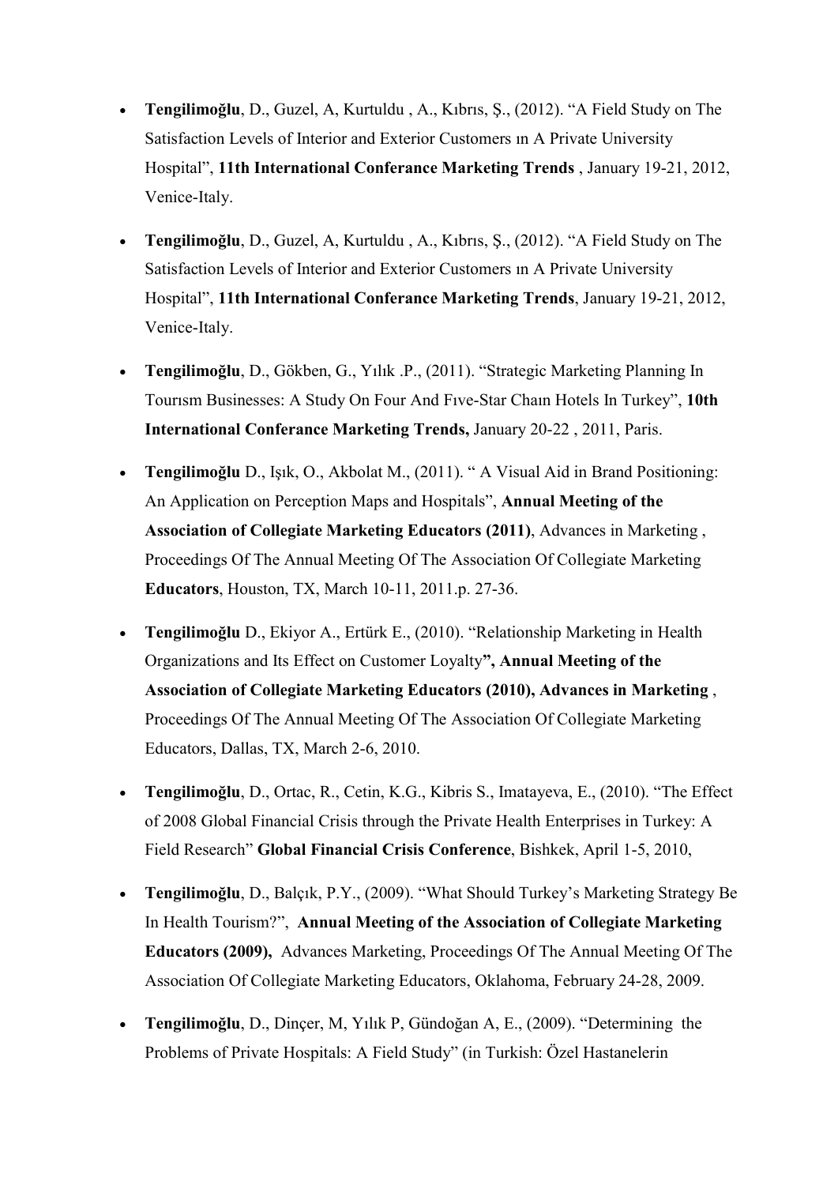- **Tengilimoğlu**, D., Guzel, A, Kurtuldu , A., Kıbrıs, Ş., (2012). "A Field Study on The Satisfaction Levels of Interior and Exterior Customers ın A Private University Hospital", **11th International Conferance Marketing Trends** , January 19-21, 2012, Venice-Italy.

- **Tengilimoğlu**, D., Guzel, A, Kurtuldu , A., Kıbrıs, Ş., (2012). "A Field Study on The Satisfaction Levels of Interior and Exterior Customers ın A Private University Hospital", **11th International Conferance Marketing Trends**, January 19-21, 2012, Venice-Italy.

- **Tengilimoğlu**, D., Gökben, G., Yılık .P., (2011). "Strategic Marketing Planning In Tourısm Businesses: A Study On Four And Fıve-Star Chaın Hotels In Turkey", **10th International Conferance Marketing Trends,** January 20-22 , 2011, Paris.

- **Tengilimoğlu** D., Işık, O., Akbolat M., (2011). " A Visual Aid in Brand Positioning: An Application on Perception Maps and Hospitals", **Annual Meeting of the Association of Collegiate Marketing Educators (2011)**, Advances in Marketing , Proceedings Of The Annual Meeting Of The Association Of Collegiate Marketing **Educators**, Houston, TX, March 10-11, 2011.p. 27-36.

- **Tengilimoğlu** D., Ekiyor A., Ertürk E., (2010). "Relationship Marketing in Health Organizations and Its Effect on Customer Loyalty**", Annual Meeting of the Association of Collegiate Marketing Educators (2010), Advances in Marketing** , Proceedings Of The Annual Meeting Of The Association Of Collegiate Marketing Educators, Dallas, TX, March 2-6, 2010.

- **Tengilimoğlu**, D., Ortac, R., Cetin, K.G., Kibris S., Imatayeva, E., (2010). "The Effect of 2008 Global Financial Crisis through the Private Health Enterprises in Turkey: A Field Research" **Global Financial Crisis Conference**, Bishkek, April 1-5, 2010,

- **Tengilimoğlu**, D., Balçık, P.Y., (2009). "What Should Turkey's Marketing Strategy Be In Health Tourism?", **Annual Meeting of the Association of Collegiate Marketing Educators (2009),** Advances Marketing, Proceedings Of The Annual Meeting Of The Association Of Collegiate Marketing Educators, Oklahoma, February 24-28, 2009.

- **Tengilimoğlu**, D., Dinçer, M, Yılık P, Gündoğan A, E., (2009). "Determining the Problems of Private Hospitals: A Field Study" (in Turkish: Özel Hastanelerin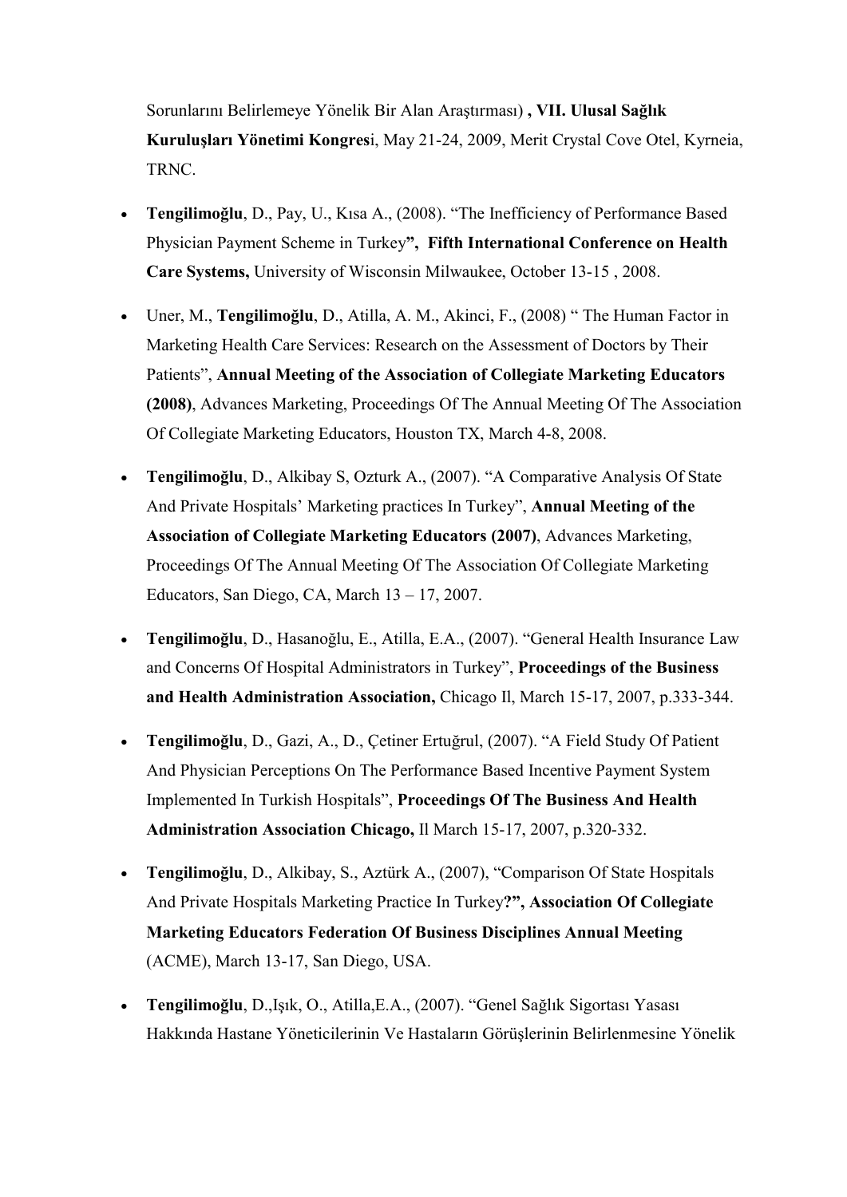Sorunlarını Belirlemeye Yönelik Bir Alan Araştırması) **, VII. Ulusal Sağlık Kuruluşları Yönetimi Kongres**i, May 21-24, 2009, Merit Crystal Cove Otel, Kyrneia, TRNC.

- **Tengilimoğlu**, D., Pay, U., Kısa A., (2008). "The Inefficiency of Performance Based Physician Payment Scheme in Turkey**", Fifth International Conference on Health Care Systems,** University of Wisconsin Milwaukee, October 13-15 , 2008.
- Uner, M., **Tengilimoğlu**, D., Atilla, A. M., Akinci, F., (2008) " The Human Factor in Marketing Health Care Services: Research on the Assessment of Doctors by Their Patients", **Annual Meeting of the Association of Collegiate Marketing Educators (2008)**, Advances Marketing, Proceedings Of The Annual Meeting Of The Association Of Collegiate Marketing Educators, Houston TX, March 4-8, 2008.
- **Tengilimoğlu**, D., Alkibay S, Ozturk A., (2007). "A Comparative Analysis Of State And Private Hospitals' Marketing practices In Turkey", **Annual Meeting of the Association of Collegiate Marketing Educators (2007)**, Advances Marketing, Proceedings Of The Annual Meeting Of The Association Of Collegiate Marketing Educators, San Diego, CA, March 13 – 17, 2007.
- **Tengilimoğlu**, D., Hasanoğlu, E., Atilla, E.A., (2007). "General Health Insurance Law and Concerns Of Hospital Administrators in Turkey", **Proceedings of the Business and Health Administration Association,** Chicago Il, March 15-17, 2007, p.333-344.
- **Tengilimoğlu**, D., Gazi, A., D., Çetiner Ertuğrul, (2007). "A Field Study Of Patient And Physician Perceptions On The Performance Based Incentive Payment System Implemented In Turkish Hospitals", **Proceedings Of The Business And Health Administration Association Chicago,** Il March 15-17, 2007, p.320-332.
- **Tengilimoğlu**, D., Alkibay, S., Aztürk A., (2007), "Comparison Of State Hospitals And Private Hospitals Marketing Practice In Turkey**?", Association Of Collegiate Marketing Educators Federation Of Business Disciplines Annual Meeting** (ACME), March 13-17, San Diego, USA.
- **Tengilimoğlu**, D.,Işık, O., Atilla,E.A., (2007). "Genel Sağlık Sigortası Yasası Hakkında Hastane Yöneticilerinin Ve Hastaların Görüşlerinin Belirlenmesine Yönelik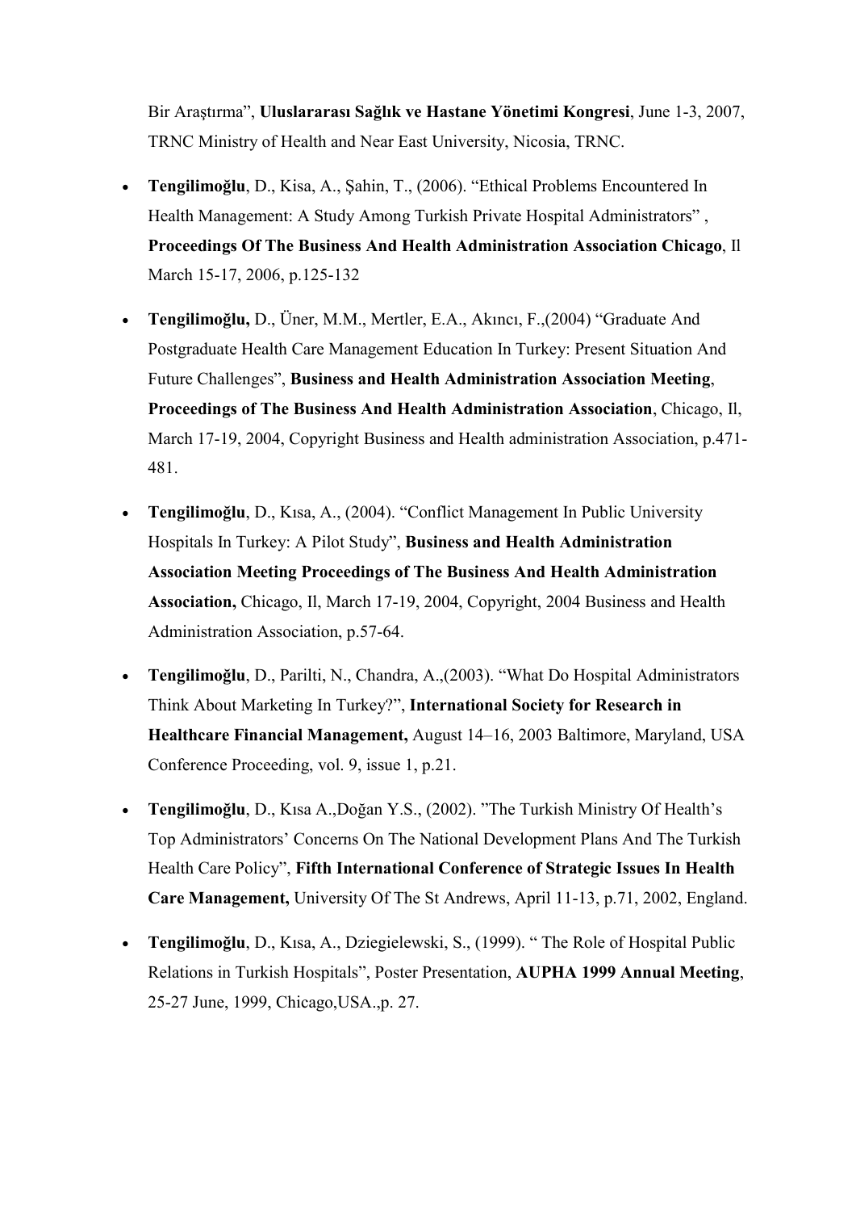Bir Araştırma", **Uluslararası Sağlık ve Hastane Yönetimi Kongresi**, June 1-3, 2007, TRNC Ministry of Health and Near East University, Nicosia, TRNC.

- **Tengilimoğlu**, D., Kisa, A., Şahin, T., (2006). "Ethical Problems Encountered In Health Management: A Study Among Turkish Private Hospital Administrators" , **Proceedings Of The Business And Health Administration Association Chicago**, Il March 15-17, 2006, p.125-132
- **Tengilimoğlu,** D., Üner, M.M., Mertler, E.A., Akıncı, F.,(2004) "Graduate And Postgraduate Health Care Management Education In Turkey: Present Situation And Future Challenges", **Business and Health Administration Association Meeting**, **Proceedings of The Business And Health Administration Association**, Chicago, Il, March 17-19, 2004, Copyright Business and Health administration Association, p.471-481.
- **Tengilimoğlu**, D., Kısa, A., (2004). "Conflict Management In Public University Hospitals In Turkey: A Pilot Study", **Business and Health Administration Association Meeting Proceedings of The Business And Health Administration Association,** Chicago, Il, March 17-19, 2004, Copyright, 2004 Business and Health Administration Association, p.57-64.
- **Tengilimoğlu**, D., Parilti, N., Chandra, A.,(2003). "What Do Hospital Administrators Think About Marketing In Turkey?", **International Society for Research in Healthcare Financial Management,** August 14–16, 2003 Baltimore, Maryland, USA Conference Proceeding, vol. 9, issue 1, p.21.
- **Tengilimoğlu**, D., Kısa A.,Doğan Y.S., (2002). "The Turkish Ministry Of Health's Top Administrators' Concerns On The National Development Plans And The Turkish Health Care Policy", **Fifth International Conference of Strategic Issues In Health Care Management,** University Of The St Andrews, April 11-13, p.71, 2002, England.
- **Tengilimoğlu**, D., Kısa, A., Dziegielewski, S., (1999). " The Role of Hospital Public Relations in Turkish Hospitals", Poster Presentation, **AUPHA 1999 Annual Meeting**, 25-27 June, 1999, Chicago,USA.,p. 27.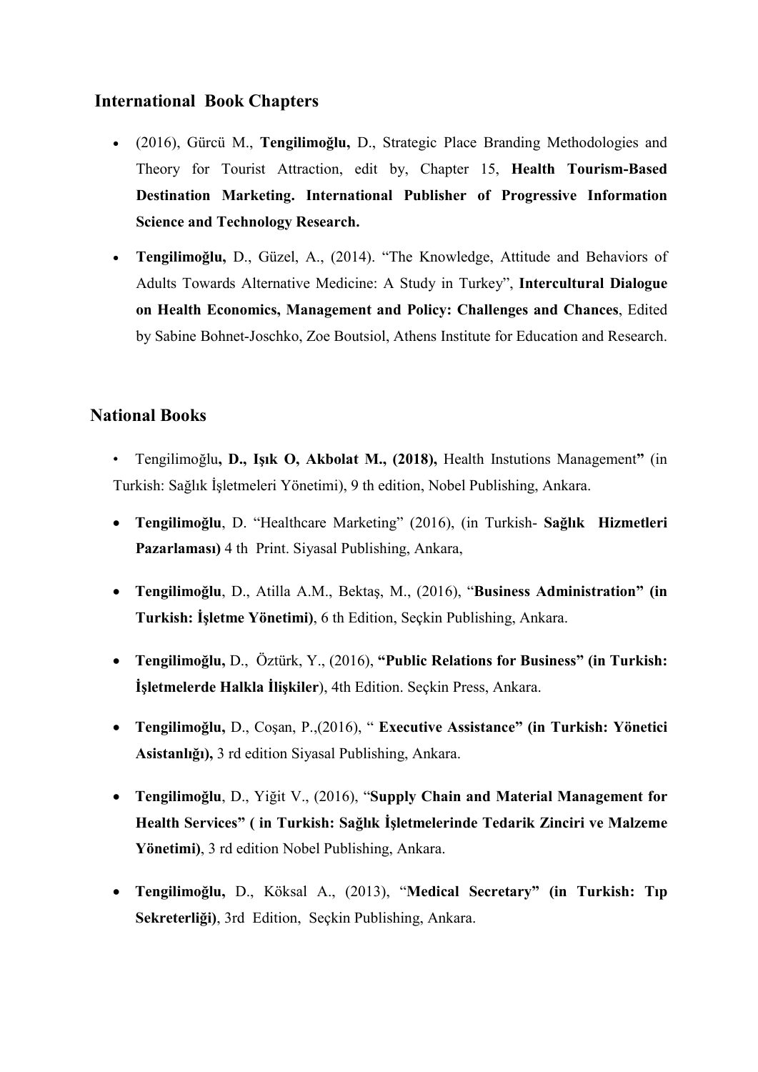## International Book Chapters

- (2016), Gürcü M., **Tengilimoğlu,** D., Strategic Place Branding Methodologies and Theory for Tourist Attraction, edit by, Chapter 15, **Health Tourism-Based Destination Marketing. International Publisher of Progressive Information Science and Technology Research.**
- **Tengilimoğlu,** D., Güzel, A., (2014). "The Knowledge, Attitude and Behaviors of Adults Towards Alternative Medicine: A Study in Turkey", **Intercultural Dialogue on Health Economics, Management and Policy: Challenges and Chances**, Edited by Sabine Bohnet-Joschko, Zoe Boutsiol, Athens Institute for Education and Research.

## National Books

- Tengilimoğlu**, D., Işık O, Akbolat M., (2018),** Health Instutions Management**"** (in Turkish: Sağlık İşletmeleri Yönetimi), 9 th edition, Nobel Publishing, Ankara.
- **Tengilimoğlu**, D. "Healthcare Marketing" (2016), (in Turkish- **Sağlık Hizmetleri Pazarlaması)** 4 th Print. Siyasal Publishing, Ankara,
- **Tengilimoğlu**, D., Atilla A.M., Bektaş, M., (2016), "**Business Administration" (in Turkish: İşletme Yönetimi)**, 6 th Edition, Seçkin Publishing, Ankara.
- **Tengilimoğlu,** D., Öztürk, Y., (2016), **"Public Relations for Business" (in Turkish: İşletmelerde Halkla İlişkiler**), 4th Edition. Seçkin Press, Ankara.
- **Tengilimoğlu,** D., Coşan, P.,(2016), " **Executive Assistance" (in Turkish: Yönetici Asistanlığı),** 3 rd edition Siyasal Publishing, Ankara.
- **Tengilimoğlu**, D., Yiğit V., (2016), "**Supply Chain and Material Management for Health Services" ( in Turkish: Sağlık İşletmelerinde Tedarik Zinciri ve Malzeme Yönetimi)**, 3 rd edition Nobel Publishing, Ankara.
- **Tengilimoğlu,** D., Köksal A., (2013), "**Medical Secretary" (in Turkish: Tıp Sekreterliği)**, 3rd Edition, Seçkin Publishing, Ankara.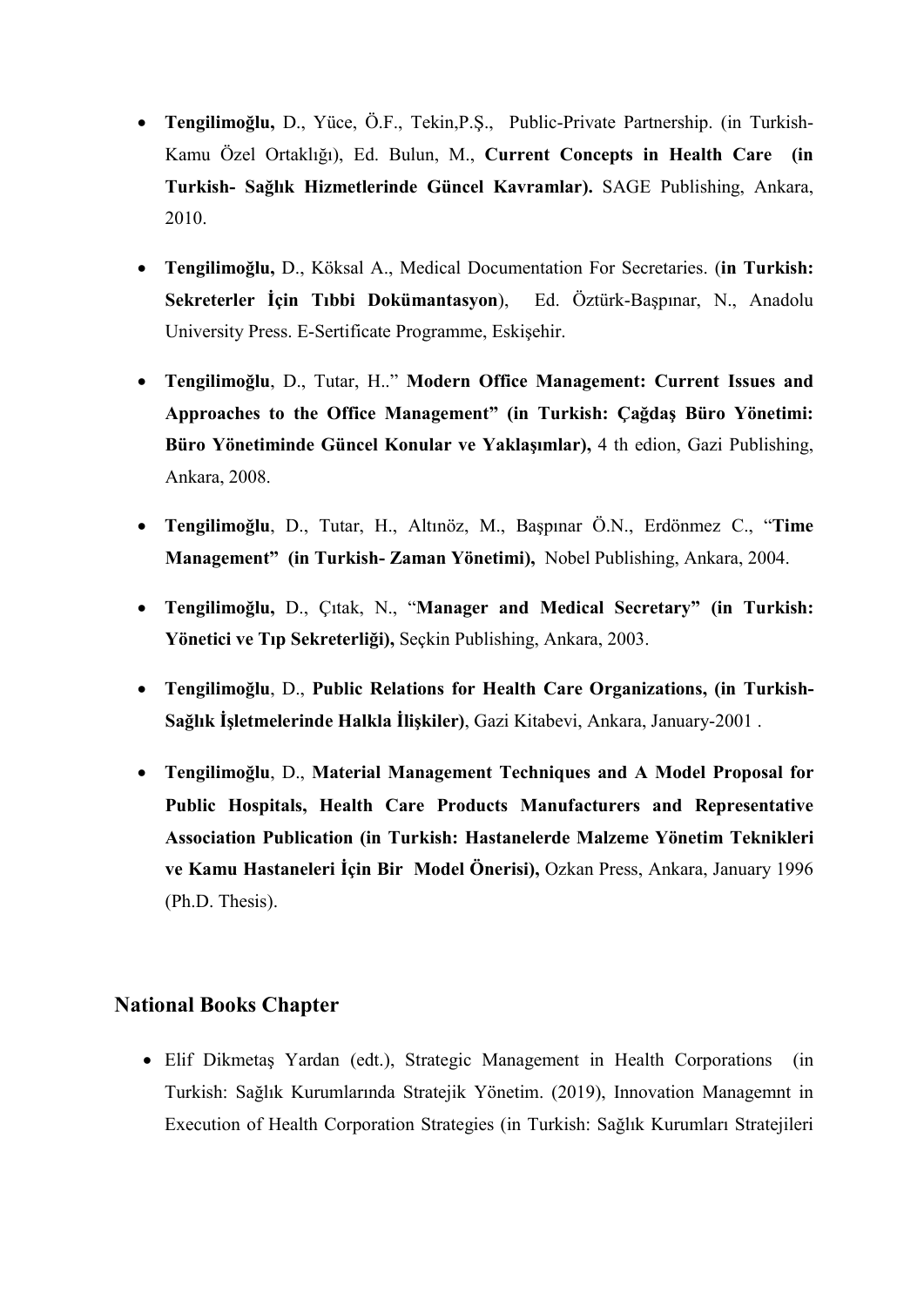- **Tengilimoğlu,** D., Yüce, Ö.F., Tekin,P.Ş., Public-Private Partnership. (in Turkish- Kamu Özel Ortaklığı), Ed. Bulun, M., **Current Concepts in Health Care (in Turkish- Sağlık Hizmetlerinde Güncel Kavramlar).** SAGE Publishing, Ankara, 2010.

- **Tengilimoğlu,** D., Köksal A., Medical Documentation For Secretaries. (**in Turkish: Sekreterler İçin Tıbbi Dokümantasyon**), Ed. Öztürk-Başpınar, N., Anadolu University Press. E-Sertificate Programme, Eskişehir.

- **Tengilimoğlu**, D., Tutar, H.." **Modern Office Management: Current Issues and Approaches to the Office Management" (in Turkish: Çağdaş Büro Yönetimi: Büro Yönetiminde Güncel Konular ve Yaklaşımlar),** 4 th edion, Gazi Publishing, Ankara, 2008.

- **Tengilimoğlu**, D., Tutar, H., Altınöz, M., Başpınar Ö.N., Erdönmez C., "**Time Management" (in Turkish- Zaman Yönetimi),** Nobel Publishing, Ankara, 2004.

- **Tengilimoğlu,** D., Çıtak, N., "**Manager and Medical Secretary" (in Turkish: Yönetici ve Tıp Sekreterliği),** Seçkin Publishing, Ankara, 2003.

- **Tengilimoğlu**, D., **Public Relations for Health Care Organizations, (in Turkish- Sağlık İşletmelerinde Halkla İlişkiler)**, Gazi Kitabevi, Ankara, January-2001 .

- **Tengilimoğlu**, D., **Material Management Techniques and A Model Proposal for Public Hospitals, Health Care Products Manufacturers and Representative Association Publication (in Turkish: Hastanelerde Malzeme Yönetim Teknikleri ve Kamu Hastaneleri İçin Bir Model Önerisi),** Ozkan Press, Ankara, January 1996 (Ph.D. Thesis).

## National Books Chapter

- Elif Dikmetaş Yardan (edt.), Strategic Management in Health Corporations (in Turkish: Sağlık Kurumlarında Stratejik Yönetim. (2019), Innovation Managemnt in Execution of Health Corporation Strategies (in Turkish: Sağlık Kurumları Stratejileri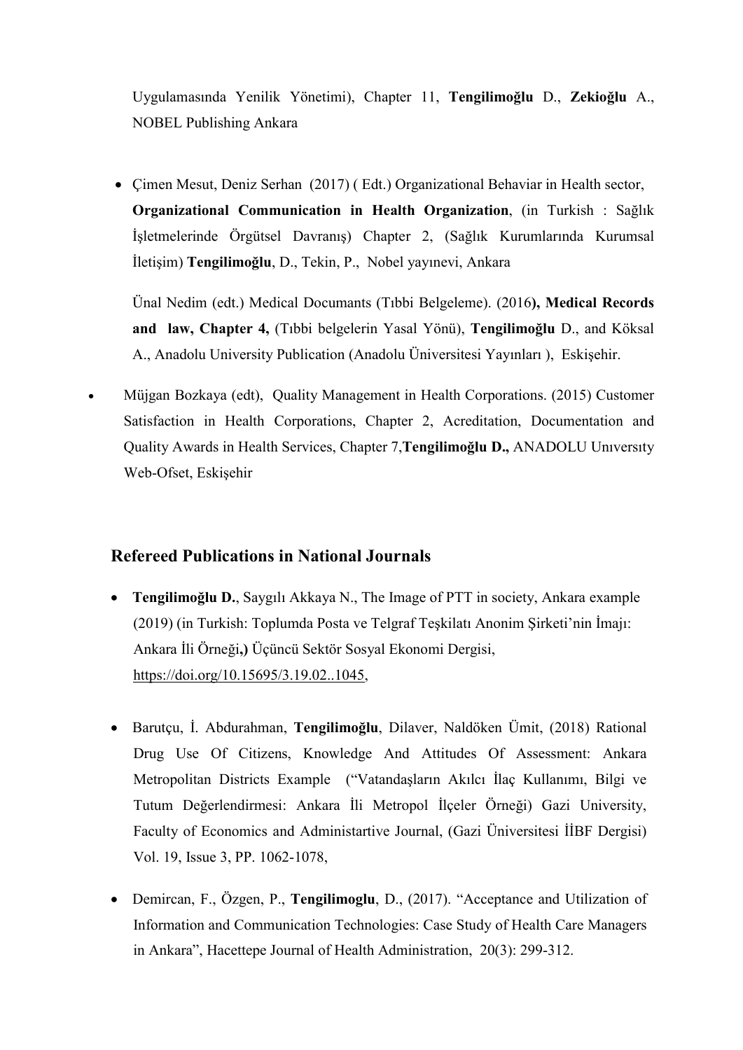Uygulamasında Yenilik Yönetimi), Chapter 11, **Tengilimoğlu** D., **Zekioğlu** A., NOBEL Publishing Ankara

- Çimen Mesut, Deniz Serhan (2017) ( Edt.) Organizational Behaviar in Health sector, **Organizational Communication in Health Organization**, (in Turkish : Sağlık İşletmelerinde Örgütsel Davranış) Chapter 2, (Sağlık Kurumlarında Kurumsal İletişim) **Tengilimoğlu**, D., Tekin, P., Nobel yayınevi, Ankara

  Ünal Nedim (edt.) Medical Documants (Tıbbi Belgeleme). (2016**), Medical Records and law, Chapter 4,** (Tıbbi belgelerin Yasal Yönü), **Tengilimoğlu** D., and Köksal A., Anadolu University Publication (Anadolu Üniversitesi Yayınları ), Eskişehir.

- Müjgan Bozkaya (edt), Quality Management in Health Corporations. (2015) Customer Satisfaction in Health Corporations, Chapter 2, Acreditation, Documentation and Quality Awards in Health Services, Chapter 7,**Tengilimoğlu D.,** ANADOLU Unıversıty Web-Ofset, Eskişehir

## Refereed Publications in National Journals

- **Tengilimoğlu D.**, Saygılı Akkaya N., The Image of PTT in society, Ankara example (2019) (in Turkish: Toplumda Posta ve Telgraf Teşkilatı Anonim Şirketi'nin İmajı: Ankara İli Örneği**,)** Üçüncü Sektör Sosyal Ekonomi Dergisi, https://doi.org/10.15695/3.19.02..1045,

- Barutçu, İ. Abdurahman, **Tengilimoğlu**, Dilaver, Naldöken Ümit, (2018) Rational Drug Use Of Citizens, Knowledge And Attitudes Of Assessment: Ankara Metropolitan Districts Example ("Vatandaşların Akılcı İlaç Kullanımı, Bilgi ve Tutum Değerlendirmesi: Ankara İli Metropol İlçeler Örneği) Gazi University, Faculty of Economics and Administartive Journal, (Gazi Üniversitesi İİBF Dergisi) Vol. 19, Issue 3, PP. 1062-1078,

- Demircan, F., Özgen, P., **Tengilimoglu**, D., (2017). "Acceptance and Utilization of Information and Communication Technologies: Case Study of Health Care Managers in Ankara", Hacettepe Journal of Health Administration, 20(3): 299-312.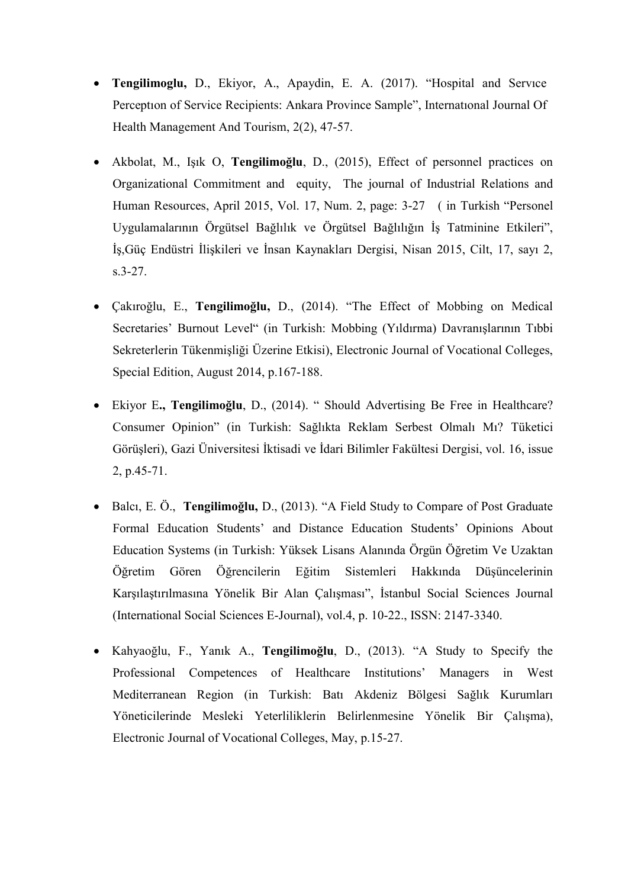- **Tengilimoglu,** D., Ekiyor, A., Apaydin, E. A. (2017). "Hospital and Servıce Perceptıon of Service Recipients: Ankara Province Sample", Internatıonal Journal Of Health Management And Tourism, 2(2), 47-57.

- Akbolat, M., Işık O, **Tengilimoğlu**, D., (2015), Effect of personnel practices on Organizational Commitment and equity, The journal of Industrial Relations and Human Resources, April 2015, Vol. 17, Num. 2, page: 3-27 ( in Turkish "Personel Uygulamalarının Örgütsel Bağlılık ve Örgütsel Bağlılığın İş Tatminine Etkileri", İş,Güç Endüstri İlişkileri ve İnsan Kaynakları Dergisi, Nisan 2015, Cilt, 17, sayı 2, s.3-27.

- Çakıroğlu, E., **Tengilimoğlu,** D., (2014). "The Effect of Mobbing on Medical Secretaries' Burnout Level" (in Turkish: Mobbing (Yıldırma) Davranışlarının Tıbbi Sekreterlerin Tükenmişliği Üzerine Etkisi), Electronic Journal of Vocational Colleges, Special Edition, August 2014, p.167-188.

- Ekiyor E**.,** **Tengilimoğlu**, D., (2014). " Should Advertising Be Free in Healthcare? Consumer Opinion" (in Turkish: Sağlıkta Reklam Serbest Olmalı Mı? Tüketici Görüşleri), Gazi Üniversitesi İktisadi ve İdari Bilimler Fakültesi Dergisi, vol. 16, issue 2, p.45-71.

- Balcı, E. Ö., **Tengilimoğlu,** D., (2013). "A Field Study to Compare of Post Graduate Formal Education Students' and Distance Education Students' Opinions About Education Systems (in Turkish: Yüksek Lisans Alanında Örgün Öğretim Ve Uzaktan Öğretim Gören Öğrencilerin Eğitim Sistemleri Hakkında Düşüncelerinin Karşılaştırılmasına Yönelik Bir Alan Çalışması", İstanbul Social Sciences Journal (International Social Sciences E-Journal), vol.4, p. 10-22., ISSN: 2147-3340.

- Kahyaoğlu, F., Yanık A., **Tengilimoğlu**, D., (2013). "A Study to Specify the Professional Competences of Healthcare Institutions' Managers in West Mediterranean Region (in Turkish: Batı Akdeniz Bölgesi Sağlık Kurumları Yöneticilerinde Mesleki Yeterliliklerin Belirlenmesine Yönelik Bir Çalışma), Electronic Journal of Vocational Colleges, May, p.15-27.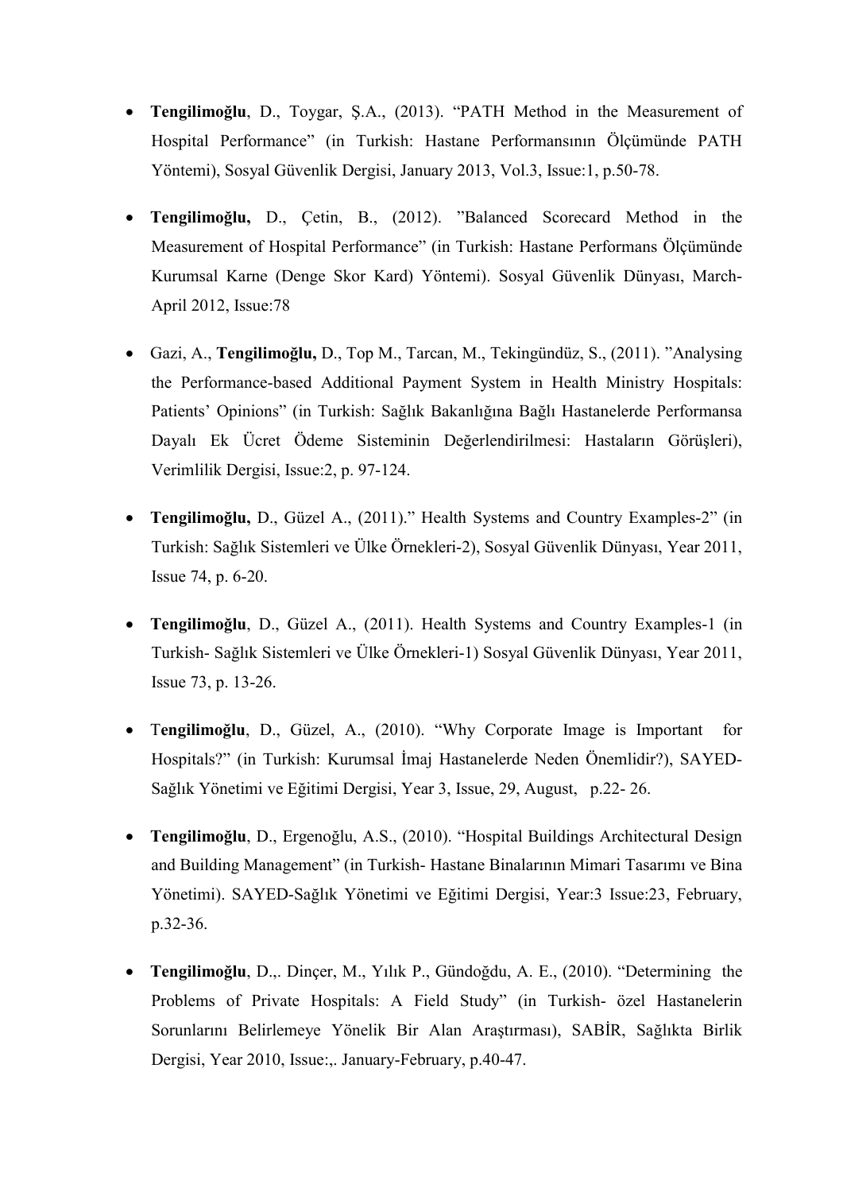- **Tengilimoğlu**, D., Toygar, Ş.A., (2013). "PATH Method in the Measurement of Hospital Performance" (in Turkish: Hastane Performansının Ölçümünde PATH Yöntemi), Sosyal Güvenlik Dergisi, January 2013, Vol.3, Issue:1, p.50-78.

- **Tengilimoğlu,** D., Çetin, B., (2012). "Balanced Scorecard Method in the Measurement of Hospital Performance" (in Turkish: Hastane Performans Ölçümünde Kurumsal Karne (Denge Skor Kard) Yöntemi). Sosyal Güvenlik Dünyası, March-April 2012, Issue:78

- Gazi, A., **Tengilimoğlu,** D., Top M., Tarcan, M., Tekingündüz, S., (2011). "Analysing the Performance-based Additional Payment System in Health Ministry Hospitals: Patients' Opinions" (in Turkish: Sağlık Bakanlığına Bağlı Hastanelerde Performansa Dayalı Ek Ücret Ödeme Sisteminin Değerlendirilmesi: Hastaların Görüşleri), Verimlilik Dergisi, Issue:2, p. 97-124.

- **Tengilimoğlu,** D., Güzel A., (2011)." Health Systems and Country Examples-2" (in Turkish: Sağlık Sistemleri ve Ülke Örnekleri-2), Sosyal Güvenlik Dünyası, Year 2011, Issue 74, p. 6-20.

- **Tengilimoğlu**, D., Güzel A., (2011). Health Systems and Country Examples-1 (in Turkish- Sağlık Sistemleri ve Ülke Örnekleri-1) Sosyal Güvenlik Dünyası, Year 2011, Issue 73, p. 13-26.

- T**engilimoğlu**, D., Güzel, A., (2010). "Why Corporate Image is Important for Hospitals?" (in Turkish: Kurumsal İmaj Hastanelerde Neden Önemlidir?), SAYED-Sağlık Yönetimi ve Eğitimi Dergisi, Year 3, Issue, 29, August, p.22- 26.

- **Tengilimoğlu**, D., Ergenoğlu, A.S., (2010). "Hospital Buildings Architectural Design and Building Management" (in Turkish- Hastane Binalarının Mimari Tasarımı ve Bina Yönetimi). SAYED-Sağlık Yönetimi ve Eğitimi Dergisi, Year:3 Issue:23, February, p.32-36.

- **Tengilimoğlu**, D.,. Dinçer, M., Yılık P., Gündoğdu, A. E., (2010). "Determining the Problems of Private Hospitals: A Field Study" (in Turkish- özel Hastanelerin Sorunlarını Belirlemeye Yönelik Bir Alan Araştırması), SABİR, Sağlıkta Birlik Dergisi, Year 2010, Issue:,. January-February, p.40-47.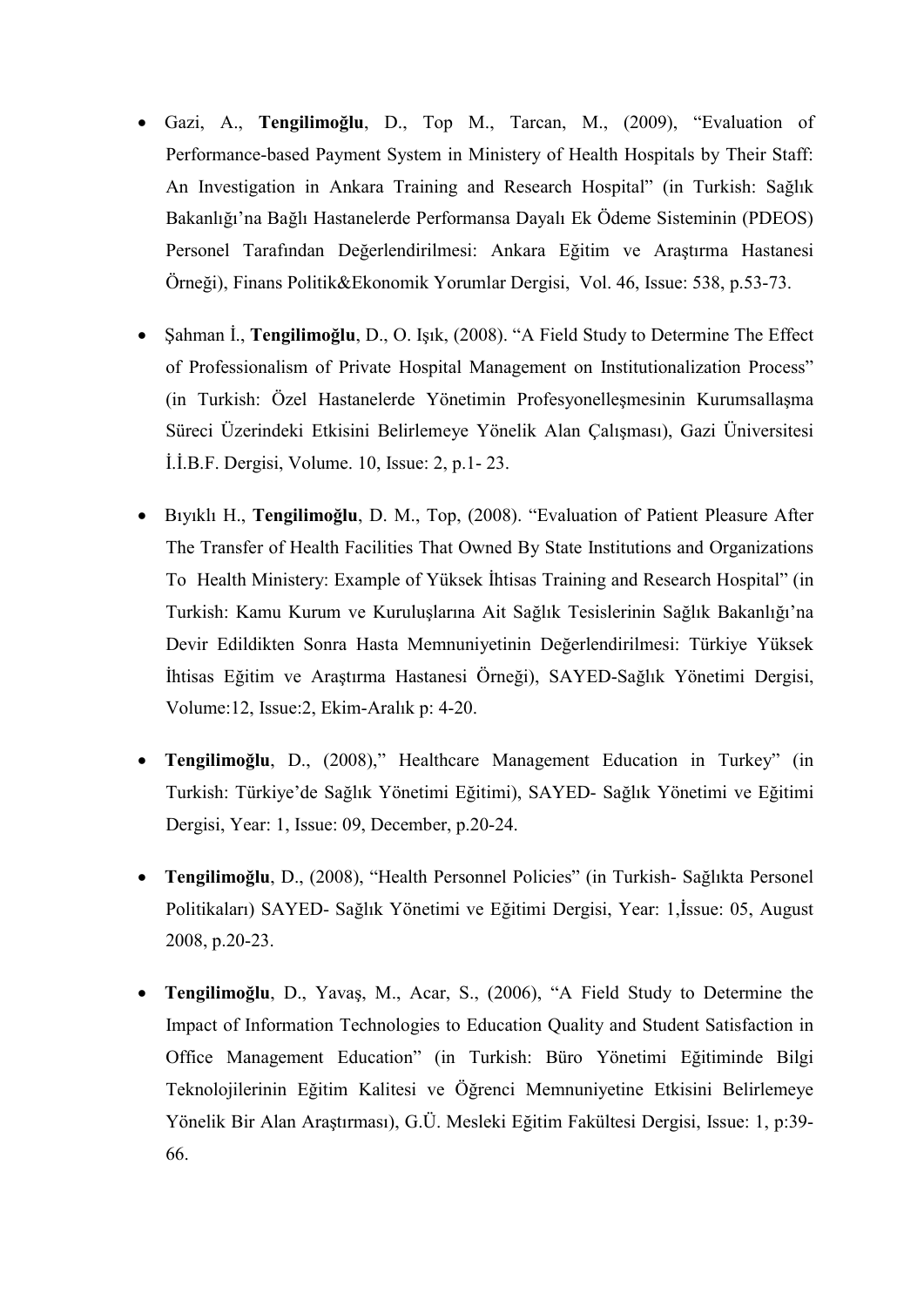- Gazi, A., **Tengilimoğlu**, D., Top M., Tarcan, M., (2009), "Evaluation of Performance-based Payment System in Ministery of Health Hospitals by Their Staff: An Investigation in Ankara Training and Research Hospital" (in Turkish: Sağlık Bakanlığı'na Bağlı Hastanelerde Performansa Dayalı Ek Ödeme Sisteminin (PDEOS) Personel Tarafından Değerlendirilmesi: Ankara Eğitim ve Araştırma Hastanesi Örneği), Finans Politik&Ekonomik Yorumlar Dergisi, Vol. 46, Issue: 538, p.53-73.

- Şahman İ., **Tengilimoğlu**, D., O. Işık, (2008). "A Field Study to Determine The Effect of Professionalism of Private Hospital Management on Institutionalization Process" (in Turkish: Özel Hastanelerde Yönetimin Profesyonelleşmesinin Kurumsallaşma Süreci Üzerindeki Etkisini Belirlemeye Yönelik Alan Çalışması), Gazi Üniversitesi İ.İ.B.F. Dergisi, Volume. 10, Issue: 2, p.1- 23.

- Bıyıklı H., **Tengilimoğlu**, D. M., Top, (2008). "Evaluation of Patient Pleasure After The Transfer of Health Facilities That Owned By State Institutions and Organizations To Health Ministery: Example of Yüksek İhtisas Training and Research Hospital" (in Turkish: Kamu Kurum ve Kuruluşlarına Ait Sağlık Tesislerinin Sağlık Bakanlığı'na Devir Edildikten Sonra Hasta Memnuniyetinin Değerlendirilmesi: Türkiye Yüksek İhtisas Eğitim ve Araştırma Hastanesi Örneği), SAYED-Sağlık Yönetimi Dergisi, Volume:12, Issue:2, Ekim-Aralık p: 4-20.

- **Tengilimoğlu**, D., (2008)," Healthcare Management Education in Turkey" (in Turkish: Türkiye'de Sağlık Yönetimi Eğitimi), SAYED- Sağlık Yönetimi ve Eğitimi Dergisi, Year: 1, Issue: 09, December, p.20-24.

- **Tengilimoğlu**, D., (2008), "Health Personnel Policies" (in Turkish- Sağlıkta Personel Politikaları) SAYED- Sağlık Yönetimi ve Eğitimi Dergisi, Year: 1,İssue: 05, August 2008, p.20-23.

- **Tengilimoğlu**, D., Yavaş, M., Acar, S., (2006), "A Field Study to Determine the Impact of Information Technologies to Education Quality and Student Satisfaction in Office Management Education" (in Turkish: Büro Yönetimi Eğitiminde Bilgi Teknolojilerinin Eğitim Kalitesi ve Öğrenci Memnuniyetine Etkisini Belirlemeye Yönelik Bir Alan Araştırması), G.Ü. Mesleki Eğitim Fakültesi Dergisi, Issue: 1, p:39-66.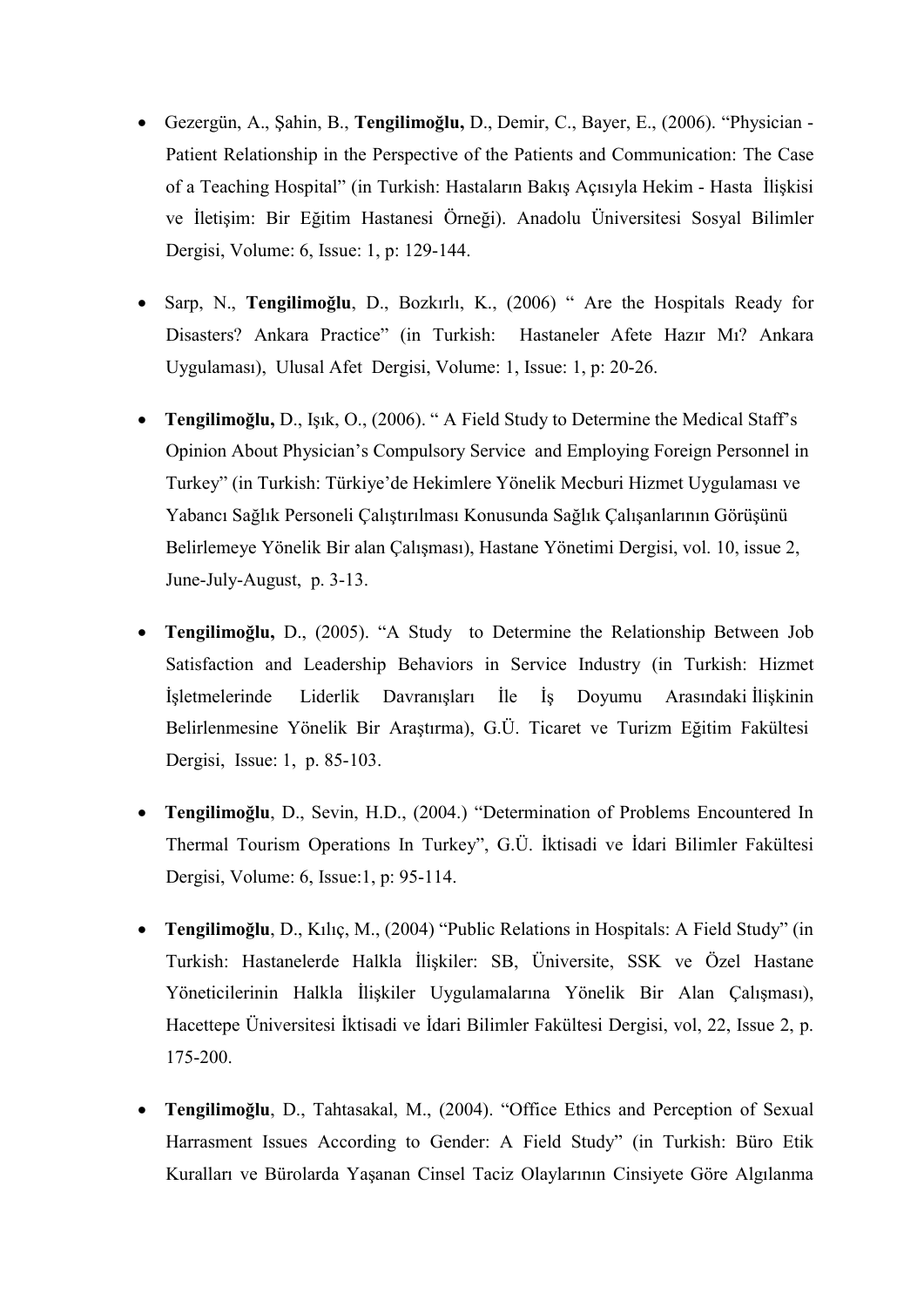- Gezergün, A., Şahin, B., **Tengilimoğlu,** D., Demir, C., Bayer, E., (2006). "Physician - Patient Relationship in the Perspective of the Patients and Communication: The Case of a Teaching Hospital" (in Turkish: Hastaların Bakış Açısıyla Hekim - Hasta İlişkisi ve İletişim: Bir Eğitim Hastanesi Örneği). Anadolu Üniversitesi Sosyal Bilimler Dergisi, Volume: 6, Issue: 1, p: 129-144.

- Sarp, N., **Tengilimoğlu**, D., Bozkırlı, K., (2006) " Are the Hospitals Ready for Disasters? Ankara Practice" (in Turkish: Hastaneler Afete Hazır Mı? Ankara Uygulaması), Ulusal Afet Dergisi, Volume: 1, Issue: 1, p: 20-26.

- **Tengilimoğlu,** D., Işık, O., (2006). " A Field Study to Determine the Medical Staff's Opinion About Physician's Compulsory Service and Employing Foreign Personnel in Turkey" (in Turkish: Türkiye'de Hekimlere Yönelik Mecburi Hizmet Uygulaması ve Yabancı Sağlık Personeli Çalıştırılması Konusunda Sağlık Çalışanlarının Görüşünü Belirlemeye Yönelik Bir alan Çalışması), Hastane Yönetimi Dergisi, vol. 10, issue 2, June-July-August, p. 3-13.

- **Tengilimoğlu,** D., (2005). "A Study to Determine the Relationship Between Job Satisfaction and Leadership Behaviors in Service Industry (in Turkish: Hizmet İşletmelerinde Liderlik Davranışları İle İş Doyumu Arasındaki İlişkinin Belirlenmesine Yönelik Bir Araştırma), G.Ü. Ticaret ve Turizm Eğitim Fakültesi Dergisi, Issue: 1, p. 85-103.

- **Tengilimoğlu**, D., Sevin, H.D., (2004.) "Determination of Problems Encountered In Thermal Tourism Operations In Turkey", G.Ü. İktisadi ve İdari Bilimler Fakültesi Dergisi, Volume: 6, Issue:1, p: 95-114.

- **Tengilimoğlu**, D., Kılıç, M., (2004) "Public Relations in Hospitals: A Field Study" (in Turkish: Hastanelerde Halkla İlişkiler: SB, Üniversite, SSK ve Özel Hastane Yöneticilerinin Halkla İlişkiler Uygulamalarına Yönelik Bir Alan Çalışması), Hacettepe Üniversitesi İktisadi ve İdari Bilimler Fakültesi Dergisi, vol, 22, Issue 2, p. 175-200.

- **Tengilimoğlu**, D., Tahtasakal, M., (2004). "Office Ethics and Perception of Sexual Harrasment Issues According to Gender: A Field Study" (in Turkish: Büro Etik Kuralları ve Bürolarda Yaşanan Cinsel Taciz Olaylarının Cinsiyete Göre Algılanma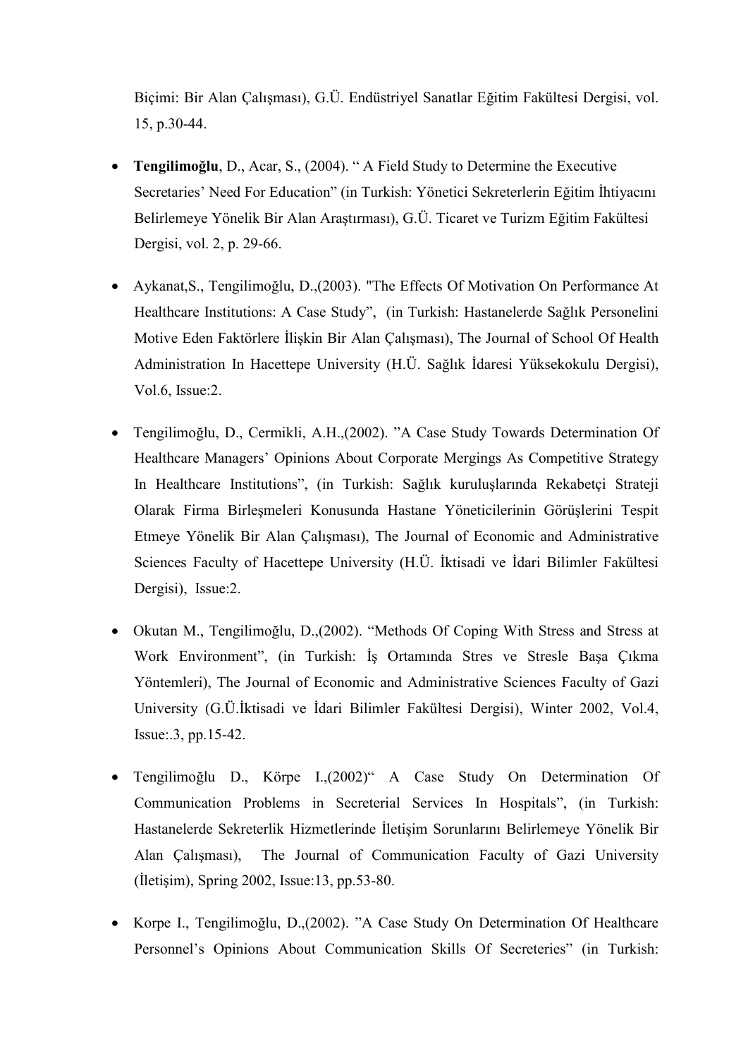Biçimi: Bir Alan Çalışması), G.Ü. Endüstriyel Sanatlar Eğitim Fakültesi Dergisi, vol. 15, p.30-44.

- **Tengilimoğlu**, D., Acar, S., (2004). " A Field Study to Determine the Executive Secretaries' Need For Education" (in Turkish: Yönetici Sekreterlerin Eğitim İhtiyacını Belirlemeye Yönelik Bir Alan Araştırması), G.Ü. Ticaret ve Turizm Eğitim Fakültesi Dergisi, vol. 2, p. 29-66.

- Aykanat,S., Tengilimoğlu, D.,(2003). "The Effects Of Motivation On Performance At Healthcare Institutions: A Case Study", (in Turkish: Hastanelerde Sağlık Personelini Motive Eden Faktörlere İlişkin Bir Alan Çalışması), The Journal of School Of Health Administration In Hacettepe University (H.Ü. Sağlık İdaresi Yüksekokulu Dergisi), Vol.6, Issue:2.

- Tengilimoğlu, D., Cermikli, A.H.,(2002). "A Case Study Towards Determination Of Healthcare Managers' Opinions About Corporate Mergings As Competitive Strategy In Healthcare Institutions", (in Turkish: Sağlık kuruluşlarında Rekabetçi Strateji Olarak Firma Birleşmeleri Konusunda Hastane Yöneticilerinin Görüşlerini Tespit Etmeye Yönelik Bir Alan Çalışması), The Journal of Economic and Administrative Sciences Faculty of Hacettepe University (H.Ü. İktisadi ve İdari Bilimler Fakültesi Dergisi), Issue:2.

- Okutan M., Tengilimoğlu, D.,(2002). "Methods Of Coping With Stress and Stress at Work Environment", (in Turkish: İş Ortamında Stres ve Stresle Başa Çıkma Yöntemleri), The Journal of Economic and Administrative Sciences Faculty of Gazi University (G.Ü.İktisadi ve İdari Bilimler Fakültesi Dergisi), Winter 2002, Vol.4, Issue:.3, pp.15-42.

- Tengilimoğlu D., Körpe I.,(2002)" A Case Study On Determination Of Communication Problems in Secreterial Services In Hospitals", (in Turkish: Hastanelerde Sekreterlik Hizmetlerinde İletişim Sorunlarını Belirlemeye Yönelik Bir Alan Çalışması), The Journal of Communication Faculty of Gazi University (İletişim), Spring 2002, Issue:13, pp.53-80.

- Korpe I., Tengilimoğlu, D.,(2002). "A Case Study On Determination Of Healthcare Personnel's Opinions About Communication Skills Of Secreteries" (in Turkish: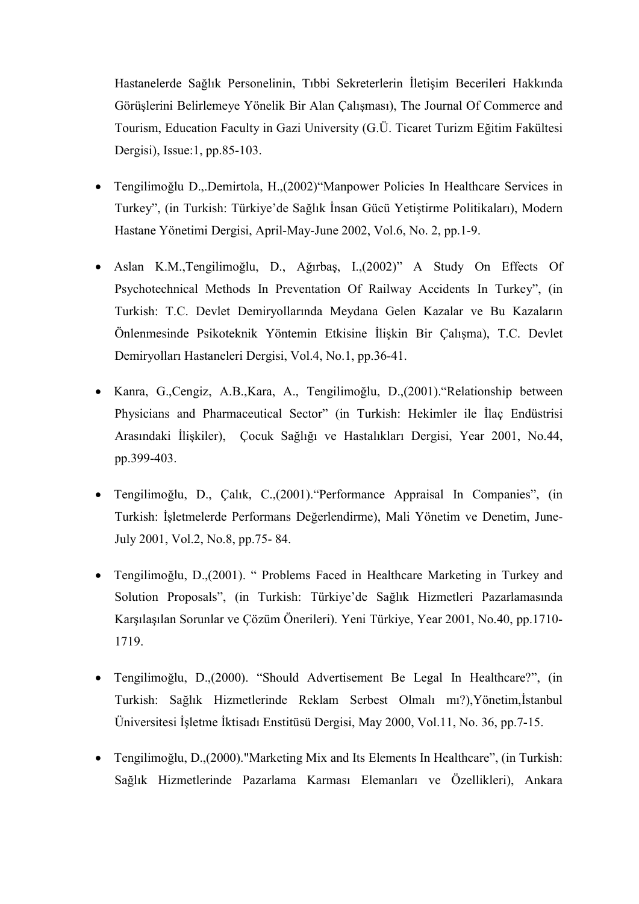Hastanelerde Sağlık Personelinin, Tıbbi Sekreterlerin İletişim Becerileri Hakkında Görüşlerini Belirlemeye Yönelik Bir Alan Çalışması), The Journal Of Commerce and Tourism, Education Faculty in Gazi University (G.Ü. Ticaret Turizm Eğitim Fakültesi Dergisi), Issue:1, pp.85-103.

- Tengilimoğlu D.,.Demirtola, H.,(2002)"Manpower Policies In Healthcare Services in Turkey", (in Turkish: Türkiye'de Sağlık İnsan Gücü Yetiştirme Politikaları), Modern Hastane Yönetimi Dergisi, April-May-June 2002, Vol.6, No. 2, pp.1-9.

- Aslan K.M.,Tengilimoğlu, D., Ağırbaş, I.,(2002)" A Study On Effects Of Psychotechnical Methods In Preventation Of Railway Accidents In Turkey", (in Turkish: T.C. Devlet Demiryollarında Meydana Gelen Kazalar ve Bu Kazaların Önlenmesinde Psikoteknik Yöntemin Etkisine İlişkin Bir Çalışma), T.C. Devlet Demiryolları Hastaneleri Dergisi, Vol.4, No.1, pp.36-41.

- Kanra, G.,Cengiz, A.B.,Kara, A., Tengilimoğlu, D.,(2001)."Relationship between Physicians and Pharmaceutical Sector" (in Turkish: Hekimler ile İlaç Endüstrisi Arasındaki İlişkiler), Çocuk Sağlığı ve Hastalıkları Dergisi, Year 2001, No.44, pp.399-403.

- Tengilimoğlu, D., Çalık, C.,(2001)."Performance Appraisal In Companies", (in Turkish: İşletmelerde Performans Değerlendirme), Mali Yönetim ve Denetim, June-July 2001, Vol.2, No.8, pp.75- 84.

- Tengilimoğlu, D.,(2001). " Problems Faced in Healthcare Marketing in Turkey and Solution Proposals", (in Turkish: Türkiye'de Sağlık Hizmetleri Pazarlamasında Karşılaşılan Sorunlar ve Çözüm Önerileri). Yeni Türkiye, Year 2001, No.40, pp.1710-1719.

- Tengilimoğlu, D.,(2000). "Should Advertisement Be Legal In Healthcare?", (in Turkish: Sağlık Hizmetlerinde Reklam Serbest Olmalı mı?),Yönetim,İstanbul Üniversitesi İşletme İktisadı Enstitüsü Dergisi, May 2000, Vol.11, No. 36, pp.7-15.

- Tengilimoğlu, D.,(2000)."Marketing Mix and Its Elements In Healthcare", (in Turkish: Sağlık Hizmetlerinde Pazarlama Karması Elemanları ve Özellikleri), Ankara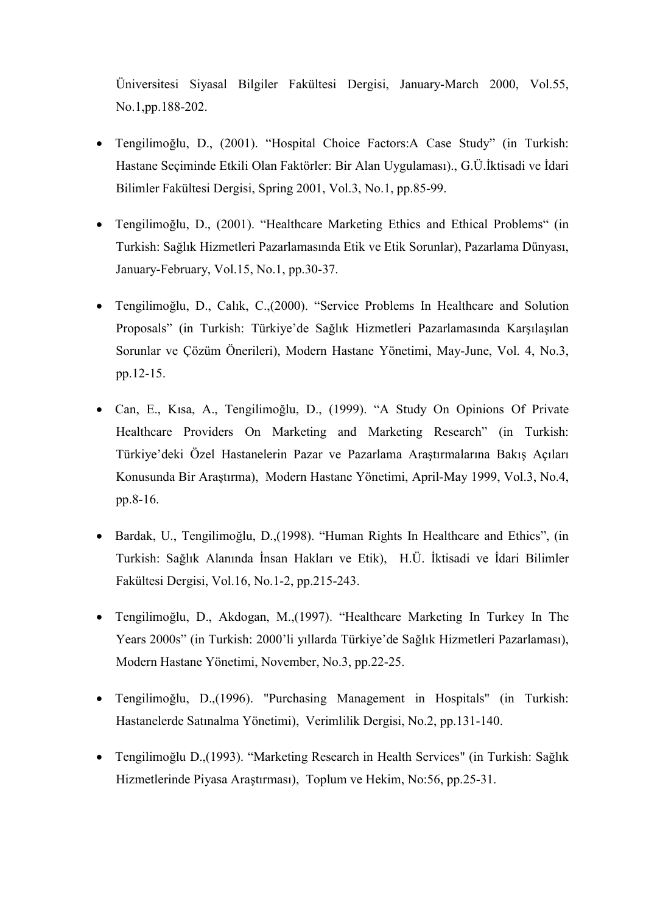Üniversitesi Siyasal Bilgiler Fakültesi Dergisi, January-March 2000, Vol.55, No.1,pp.188-202.

- Tengilimoğlu, D., (2001). "Hospital Choice Factors:A Case Study" (in Turkish: Hastane Seçiminde Etkili Olan Faktörler: Bir Alan Uygulaması)., G.Ü.İktisadi ve İdari Bilimler Fakültesi Dergisi, Spring 2001, Vol.3, No.1, pp.85-99.

- Tengilimoğlu, D., (2001). "Healthcare Marketing Ethics and Ethical Problems" (in Turkish: Sağlık Hizmetleri Pazarlamasında Etik ve Etik Sorunlar), Pazarlama Dünyası, January-February, Vol.15, No.1, pp.30-37.

- Tengilimoğlu, D., Calık, C.,(2000). "Service Problems In Healthcare and Solution Proposals" (in Turkish: Türkiye'de Sağlık Hizmetleri Pazarlamasında Karşılaşılan Sorunlar ve Çözüm Önerileri), Modern Hastane Yönetimi, May-June, Vol. 4, No.3, pp.12-15.

- Can, E., Kısa, A., Tengilimoğlu, D., (1999). "A Study On Opinions Of Private Healthcare Providers On Marketing and Marketing Research" (in Turkish: Türkiye'deki Özel Hastanelerin Pazar ve Pazarlama Araştırmalarına Bakış Açıları Konusunda Bir Araştırma), Modern Hastane Yönetimi, April-May 1999, Vol.3, No.4, pp.8-16.

- Bardak, U., Tengilimoğlu, D.,(1998). "Human Rights In Healthcare and Ethics", (in Turkish: Sağlık Alanında İnsan Hakları ve Etik), H.Ü. İktisadi ve İdari Bilimler Fakültesi Dergisi, Vol.16, No.1-2, pp.215-243.

- Tengilimoğlu, D., Akdogan, M.,(1997). "Healthcare Marketing In Turkey In The Years 2000s" (in Turkish: 2000'li yıllarda Türkiye'de Sağlık Hizmetleri Pazarlaması), Modern Hastane Yönetimi, November, No.3, pp.22-25.

- Tengilimoğlu, D.,(1996). "Purchasing Management in Hospitals" (in Turkish: Hastanelerde Satınalma Yönetimi), Verimlilik Dergisi, No.2, pp.131-140.

- Tengilimoğlu D.,(1993). "Marketing Research in Health Services" (in Turkish: Sağlık Hizmetlerinde Piyasa Araştırması), Toplum ve Hekim, No:56, pp.25-31.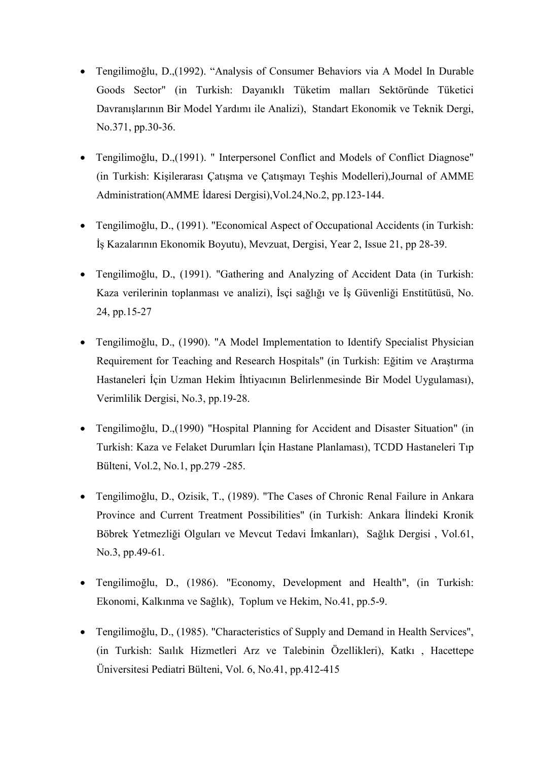- Tengilimoğlu, D.,(1992). “Analysis of Consumer Behaviors via A Model In Durable Goods Sector" (in Turkish: Dayanıklı Tüketim malları Sektöründe Tüketici Davranışlarının Bir Model Yardımı ile Analizi), Standart Ekonomik ve Teknik Dergi, No.371, pp.30-36.

- Tengilimoğlu, D.,(1991). " Interpersonel Conflict and Models of Conflict Diagnose" (in Turkish: Kişilerarası Çatışma ve Çatışmayı Teşhis Modelleri),Journal of AMME Administration(AMME İdaresi Dergisi),Vol.24,No.2, pp.123-144.

- Tengilimoğlu, D., (1991). "Economical Aspect of Occupational Accidents (in Turkish: İş Kazalarının Ekonomik Boyutu), Mevzuat, Dergisi, Year 2, Issue 21, pp 28-39.

- Tengilimoğlu, D., (1991). "Gathering and Analyzing of Accident Data (in Turkish: Kaza verilerinin toplanması ve analizi), İsçi sağlığı ve İş Güvenliği Enstitütüsü, No. 24, pp.15-27

- Tengilimoğlu, D., (1990). "A Model Implementation to Identify Specialist Physician Requirement for Teaching and Research Hospitals" (in Turkish: Eğitim ve Araştırma Hastaneleri İçin Uzman Hekim İhtiyacının Belirlenmesinde Bir Model Uygulaması), Verimlilik Dergisi, No.3, pp.19-28.

- Tengilimoğlu, D.,(1990) "Hospital Planning for Accident and Disaster Situation" (in Turkish: Kaza ve Felaket Durumları İçin Hastane Planlaması), TCDD Hastaneleri Tıp Bülteni, Vol.2, No.1, pp.279 -285.

- Tengilimoğlu, D., Ozisik, T., (1989). "The Cases of Chronic Renal Failure in Ankara Province and Current Treatment Possibilities" (in Turkish: Ankara İlindeki Kronik Böbrek Yetmezliği Olguları ve Mevcut Tedavi İmkanları), Sağlık Dergisi , Vol.61, No.3, pp.49-61.

- Tengilimoğlu, D., (1986). "Economy, Development and Health", (in Turkish: Ekonomi, Kalkınma ve Sağlık), Toplum ve Hekim, No.41, pp.5-9.

- Tengilimoğlu, D., (1985). "Characteristics of Supply and Demand in Health Services", (in Turkish: Saılık Hizmetleri Arz ve Talebinin Özellikleri), Katkı , Hacettepe Üniversitesi Pediatri Bülteni, Vol. 6, No.41, pp.412-415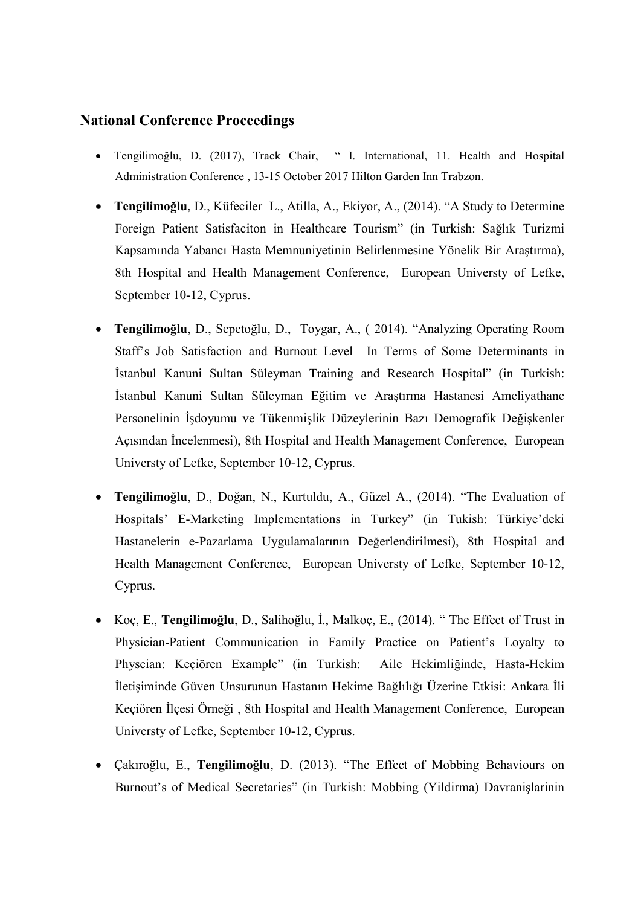## National Conference Proceedings

- Tengilimoğlu, D. (2017), Track Chair, " I. International, 11. Health and Hospital Administration Conference , 13-15 October 2017 Hilton Garden Inn Trabzon.
- **Tengilimoğlu**, D., Küfeciler L., Atilla, A., Ekiyor, A., (2014). "A Study to Determine Foreign Patient Satisfaciton in Healthcare Tourism" (in Turkish: Sağlık Turizmi Kapsamında Yabancı Hasta Memnuniyetinin Belirlenmesine Yönelik Bir Araştırma), 8th Hospital and Health Management Conference, European Universty of Lefke, September 10-12, Cyprus.
- **Tengilimoğlu**, D., Sepetoğlu, D., Toygar, A., ( 2014). "Analyzing Operating Room Staff's Job Satisfaction and Burnout Level In Terms of Some Determinants in İstanbul Kanuni Sultan Süleyman Training and Research Hospital" (in Turkish: İstanbul Kanuni Sultan Süleyman Eğitim ve Araştırma Hastanesi Ameliyathane Personelinin İşdoyumu ve Tükenmişlik Düzeylerinin Bazı Demografik Değişkenler Açısından İncelenmesi), 8th Hospital and Health Management Conference, European Universty of Lefke, September 10-12, Cyprus.
- **Tengilimoğlu**, D., Doğan, N., Kurtuldu, A., Güzel A., (2014). "The Evaluation of Hospitals' E-Marketing Implementations in Turkey" (in Tukish: Türkiye'deki Hastanelerin e-Pazarlama Uygulamalarının Değerlendirilmesi), 8th Hospital and Health Management Conference, European Universty of Lefke, September 10-12, Cyprus.
- Koç, E., **Tengilimoğlu**, D., Salihoğlu, İ., Malkoç, E., (2014). " The Effect of Trust in Physician-Patient Communication in Family Practice on Patient's Loyalty to Physcian: Keçiören Example" (in Turkish: Aile Hekimliğinde, Hasta-Hekim İletişiminde Güven Unsurunun Hastanın Hekime Bağlılığı Üzerine Etkisi: Ankara İli Keçiören İlçesi Örneği , 8th Hospital and Health Management Conference, European Universty of Lefke, September 10-12, Cyprus.
- Çakıroğlu, E., **Tengilimoğlu**, D. (2013). "The Effect of Mobbing Behaviours on Burnout's of Medical Secretaries" (in Turkish: Mobbing (Yildirma) Davranişlarinin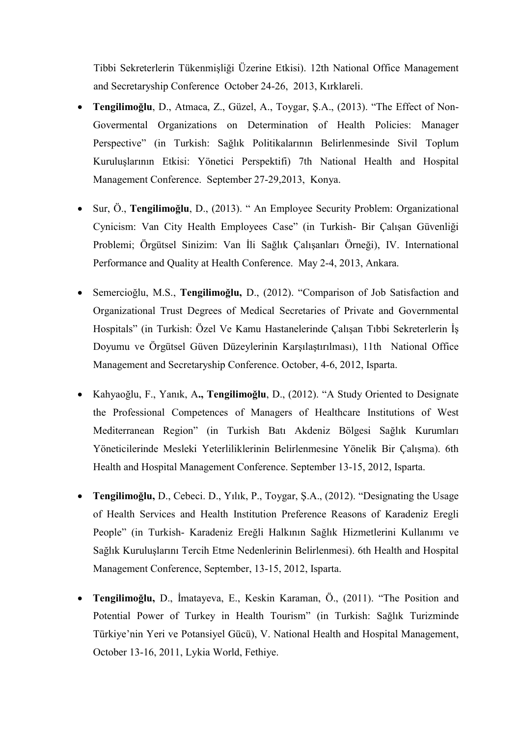Tibbi Sekreterlerin Tükenmişliği Üzerine Etkisi). 12th National Office Management and Secretaryship Conference October 24-26, 2013, Kırklareli.

- **Tengilimoğlu**, D., Atmaca, Z., Güzel, A., Toygar, Ş.A., (2013). "The Effect of Non-Govermental Organizations on Determination of Health Policies: Manager Perspective" (in Turkish: Sağlık Politikalarının Belirlenmesinde Sivil Toplum Kuruluşlarının Etkisi: Yönetici Perspektifi) 7th National Health and Hospital Management Conference. September 27-29,2013, Konya.

- Sur, Ö., **Tengilimoğlu**, D., (2013). " An Employee Security Problem: Organizational Cynicism: Van City Health Employees Case" (in Turkish- Bir Çalışan Güvenliği Problemi; Örgütsel Sinizim: Van İli Sağlık Çalışanları Örneği), IV. International Performance and Quality at Health Conference. May 2-4, 2013, Ankara.

- Semercioğlu, M.S., **Tengilimoğlu,** D., (2012). "Comparison of Job Satisfaction and Organizational Trust Degrees of Medical Secretaries of Private and Governmental Hospitals" (in Turkish: Özel Ve Kamu Hastanelerinde Çalışan Tıbbi Sekreterlerin İş Doyumu ve Örgütsel Güven Düzeylerinin Karşılaştırılması), 11th National Office Management and Secretaryship Conference. October, 4-6, 2012, Isparta.

- Kahyaoğlu, F., Yanık, A**., Tengilimoğlu**, D., (2012). "A Study Oriented to Designate the Professional Competences of Managers of Healthcare Institutions of West Mediterranean Region" (in Turkish Batı Akdeniz Bölgesi Sağlık Kurumları Yöneticilerinde Mesleki Yeterliliklerinin Belirlenmesine Yönelik Bir Çalışma). 6th Health and Hospital Management Conference. September 13-15, 2012, Isparta.

- **Tengilimoğlu,** D., Cebeci. D., Yılık, P., Toygar, Ş.A., (2012). "Designating the Usage of Health Services and Health Institution Preference Reasons of Karadeniz Eregli People" (in Turkish- Karadeniz Ereğli Halkının Sağlık Hizmetlerini Kullanımı ve Sağlık Kuruluşlarını Tercih Etme Nedenlerinin Belirlenmesi). 6th Health and Hospital Management Conference, September, 13-15, 2012, Isparta.

- **Tengilimoğlu,** D., İmatayeva, E., Keskin Karaman, Ö., (2011). "The Position and Potential Power of Turkey in Health Tourism" (in Turkish: Sağlık Turizminde Türkiye'nin Yeri ve Potansiyel Gücü), V. National Health and Hospital Management, October 13-16, 2011, Lykia World, Fethiye.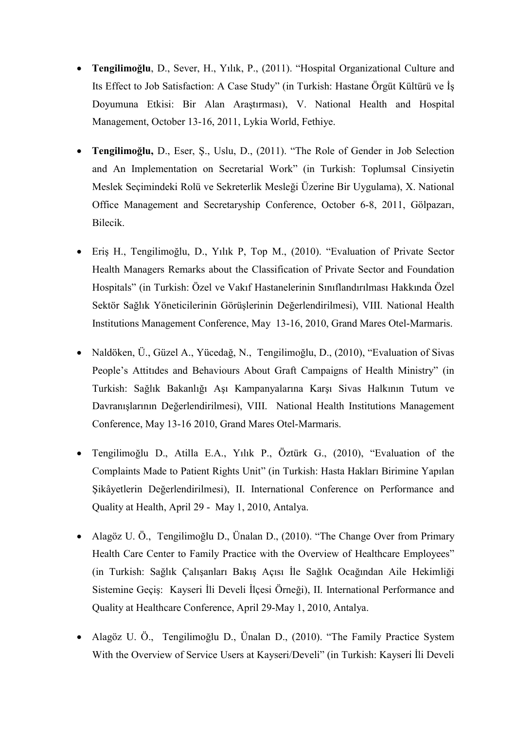- **Tengilimoğlu**, D., Sever, H., Yılık, P., (2011). "Hospital Organizational Culture and Its Effect to Job Satisfaction: A Case Study" (in Turkish: Hastane Örgüt Kültürü ve İş Doyumuna Etkisi: Bir Alan Araştırması), V. National Health and Hospital Management, October 13-16, 2011, Lykia World, Fethiye.

- **Tengilimoğlu,** D., Eser, Ş., Uslu, D., (2011). "The Role of Gender in Job Selection and An Implementation on Secretarial Work" (in Turkish: Toplumsal Cinsiyetin Meslek Seçimindeki Rolü ve Sekreterlik Mesleği Üzerine Bir Uygulama), X. National Office Management and Secretaryship Conference, October 6-8, 2011, Gölpazarı, Bilecik.

- Eriş H., Tengilimoğlu, D., Yılık P, Top M., (2010). "Evaluation of Private Sector Health Managers Remarks about the Classification of Private Sector and Foundation Hospitals" (in Turkish: Özel ve Vakıf Hastanelerinin Sınıflandırılması Hakkında Özel Sektör Sağlık Yöneticilerinin Görüşlerinin Değerlendirilmesi), VIII. National Health Institutions Management Conference, May 13-16, 2010, Grand Mares Otel-Marmaris.

- Naldöken, Ü., Güzel A., Yücedağ, N., Tengilimoğlu, D., (2010), "Evaluation of Sivas People's Attitıdes and Behaviours About Graft Campaigns of Health Ministry" (in Turkish: Sağlık Bakanlığı Aşı Kampanyalarına Karşı Sivas Halkının Tutum ve Davranışlarının Değerlendirilmesi), VIII. National Health Institutions Management Conference, May 13-16 2010, Grand Mares Otel-Marmaris.

- Tengilimoğlu D., Atilla E.A., Yılık P., Öztürk G., (2010), "Evaluation of the Complaints Made to Patient Rights Unit" (in Turkish: Hasta Hakları Birimine Yapılan Şikâyetlerin Değerlendirilmesi), II. International Conference on Performance and Quality at Health, April 29 - May 1, 2010, Antalya.

- Alagöz U. Ö., Tengilimoğlu D., Ünalan D., (2010). "The Change Over from Primary Health Care Center to Family Practice with the Overview of Healthcare Employees" (in Turkish: Sağlık Çalışanları Bakış Açısı İle Sağlık Ocağından Aile Hekimliği Sistemine Geçiş: Kayseri İli Develi İlçesi Örneği), II. International Performance and Quality at Healthcare Conference, April 29-May 1, 2010, Antalya.

- Alagöz U. Ö., Tengilimoğlu D., Ünalan D., (2010). "The Family Practice System With the Overview of Service Users at Kayseri/Develi" (in Turkish: Kayseri İli Develi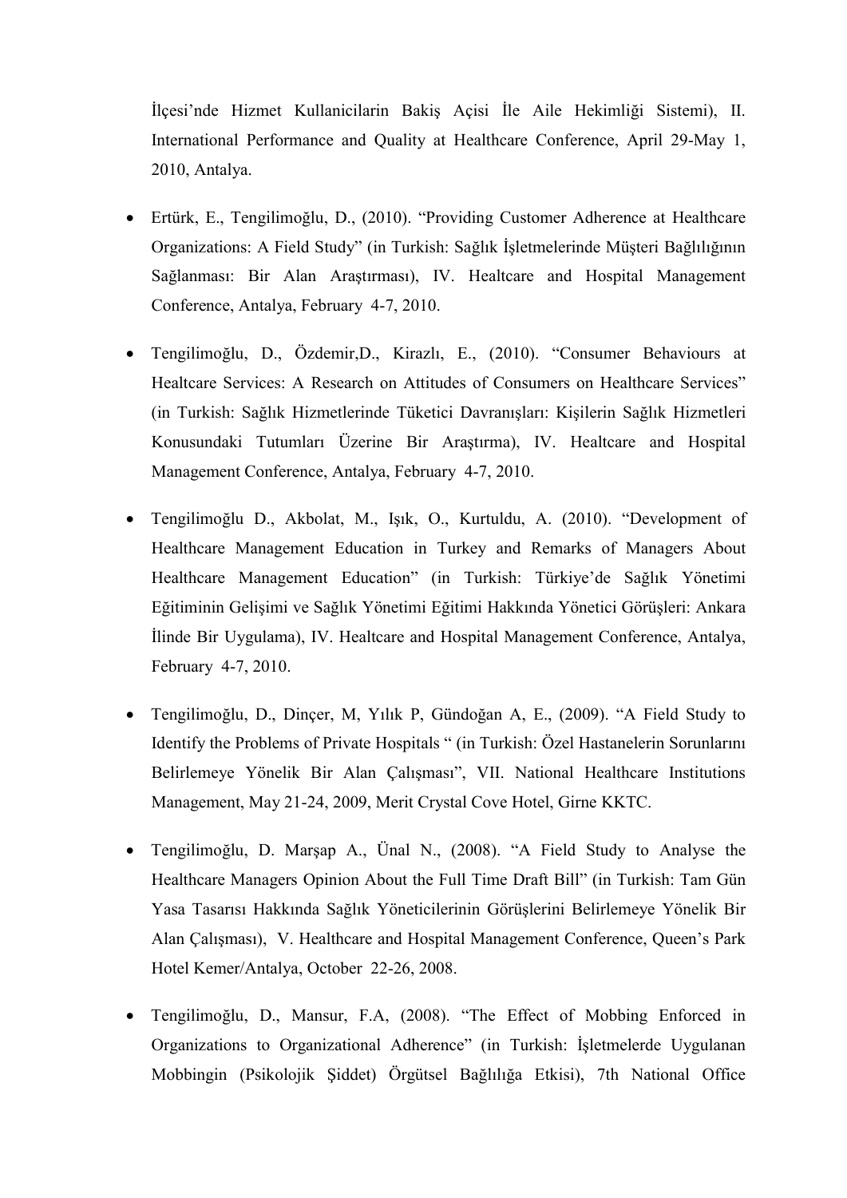İlçesi'nde Hizmet Kullanicilarin Bakiş Açisi İle Aile Hekimliği Sistemi), II. International Performance and Quality at Healthcare Conference, April 29-May 1, 2010, Antalya.

- Ertürk, E., Tengilimoğlu, D., (2010). "Providing Customer Adherence at Healthcare Organizations: A Field Study" (in Turkish: Sağlık İşletmelerinde Müşteri Bağlılığının Sağlanması: Bir Alan Araştırması), IV. Healtcare and Hospital Management Conference, Antalya, February 4-7, 2010.

- Tengilimoğlu, D., Özdemir,D., Kirazlı, E., (2010). "Consumer Behaviours at Healtcare Services: A Research on Attitudes of Consumers on Healthcare Services" (in Turkish: Sağlık Hizmetlerinde Tüketici Davranışları: Kişilerin Sağlık Hizmetleri Konusundaki Tutumları Üzerine Bir Araştırma), IV. Healtcare and Hospital Management Conference, Antalya, February 4-7, 2010.

- Tengilimoğlu D., Akbolat, M., Işık, O., Kurtuldu, A. (2010). "Development of Healthcare Management Education in Turkey and Remarks of Managers About Healthcare Management Education" (in Turkish: Türkiye'de Sağlık Yönetimi Eğitiminin Gelişimi ve Sağlık Yönetimi Eğitimi Hakkında Yönetici Görüşleri: Ankara İlinde Bir Uygulama), IV. Healtcare and Hospital Management Conference, Antalya, February 4-7, 2010.

- Tengilimoğlu, D., Dinçer, M, Yılık P, Gündoğan A, E., (2009). "A Field Study to Identify the Problems of Private Hospitals " (in Turkish: Özel Hastanelerin Sorunlarını Belirlemeye Yönelik Bir Alan Çalışması", VII. National Healthcare Institutions Management, May 21-24, 2009, Merit Crystal Cove Hotel, Girne KKTC.

- Tengilimoğlu, D. Marşap A., Ünal N., (2008). "A Field Study to Analyse the Healthcare Managers Opinion About the Full Time Draft Bill" (in Turkish: Tam Gün Yasa Tasarısı Hakkında Sağlık Yöneticilerinin Görüşlerini Belirlemeye Yönelik Bir Alan Çalışması), V. Healthcare and Hospital Management Conference, Queen's Park Hotel Kemer/Antalya, October 22-26, 2008.

- Tengilimoğlu, D., Mansur, F.A, (2008). "The Effect of Mobbing Enforced in Organizations to Organizational Adherence" (in Turkish: İşletmelerde Uygulanan Mobbingin (Psikolojik Şiddet) Örgütsel Bağlılığa Etkisi), 7th National Office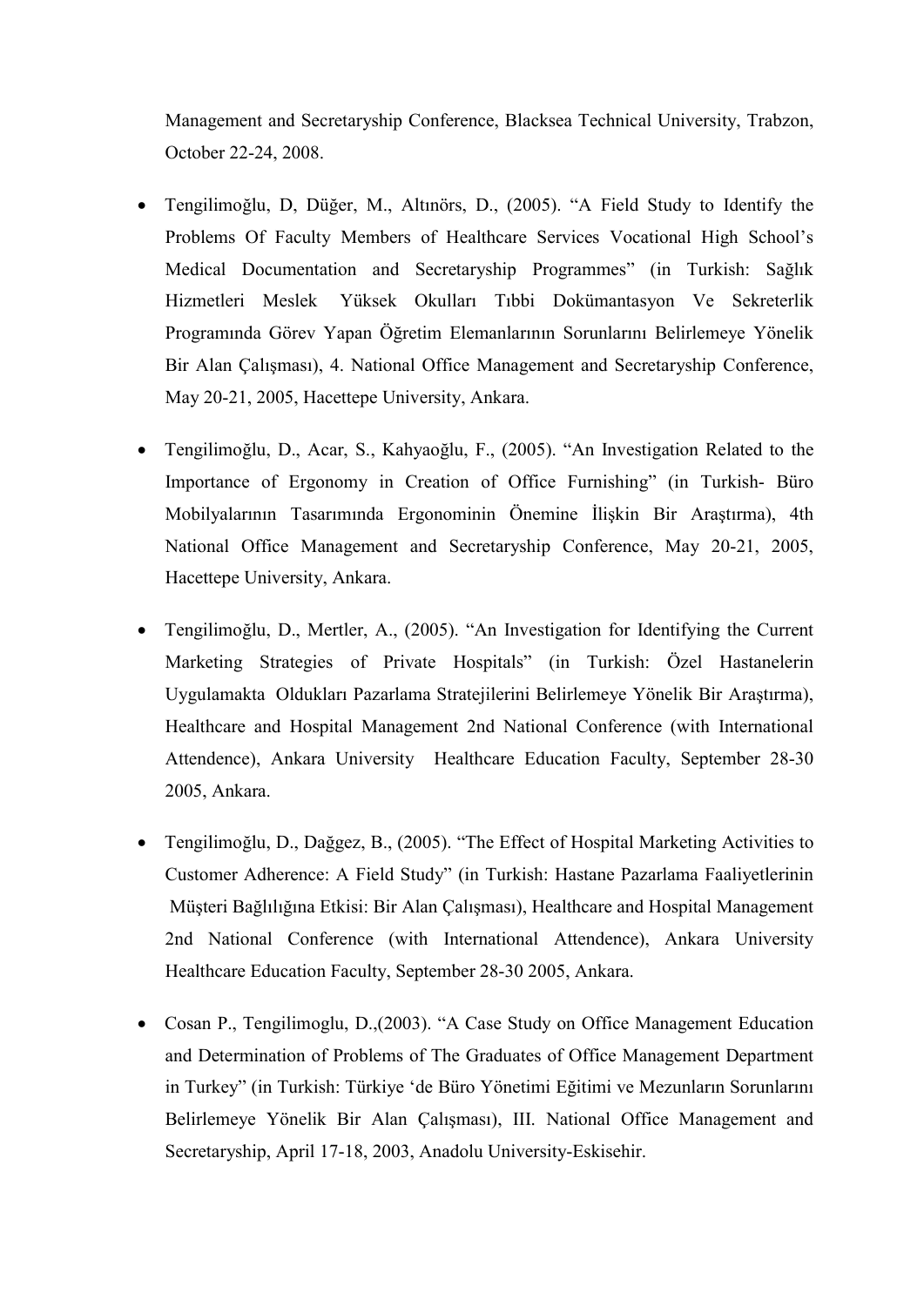Management and Secretaryship Conference, Blacksea Technical University, Trabzon, October 22-24, 2008.

- Tengilimoğlu, D, Düğer, M., Altınörs, D., (2005). "A Field Study to Identify the Problems Of Faculty Members of Healthcare Services Vocational High School's Medical Documentation and Secretaryship Programmes" (in Turkish: Sağlık Hizmetleri Meslek Yüksek Okulları Tıbbi Dokümantasyon Ve Sekreterlik Programında Görev Yapan Öğretim Elemanlarının Sorunlarını Belirlemeye Yönelik Bir Alan Çalışması), 4. National Office Management and Secretaryship Conference, May 20-21, 2005, Hacettepe University, Ankara.

- Tengilimoğlu, D., Acar, S., Kahyaoğlu, F., (2005). "An Investigation Related to the Importance of Ergonomy in Creation of Office Furnishing" (in Turkish- Büro Mobilyalarının Tasarımında Ergonominin Önemine İlişkin Bir Araştırma), 4th National Office Management and Secretaryship Conference, May 20-21, 2005, Hacettepe University, Ankara.

- Tengilimoğlu, D., Mertler, A., (2005). "An Investigation for Identifying the Current Marketing Strategies of Private Hospitals" (in Turkish: Özel Hastanelerin Uygulamakta Oldukları Pazarlama Stratejilerini Belirlemeye Yönelik Bir Araştırma), Healthcare and Hospital Management 2nd National Conference (with International Attendence), Ankara University Healthcare Education Faculty, September 28-30 2005, Ankara.

- Tengilimoğlu, D., Dağgez, B., (2005). "The Effect of Hospital Marketing Activities to Customer Adherence: A Field Study" (in Turkish: Hastane Pazarlama Faaliyetlerinin Müşteri Bağlılığına Etkisi: Bir Alan Çalışması), Healthcare and Hospital Management 2nd National Conference (with International Attendence), Ankara University Healthcare Education Faculty, September 28-30 2005, Ankara.

- Cosan P., Tengilimoglu, D.,(2003). "A Case Study on Office Management Education and Determination of Problems of The Graduates of Office Management Department in Turkey" (in Turkish: Türkiye 'de Büro Yönetimi Eğitimi ve Mezunların Sorunlarını Belirlemeye Yönelik Bir Alan Çalışması), III. National Office Management and Secretaryship, April 17-18, 2003, Anadolu University-Eskisehir.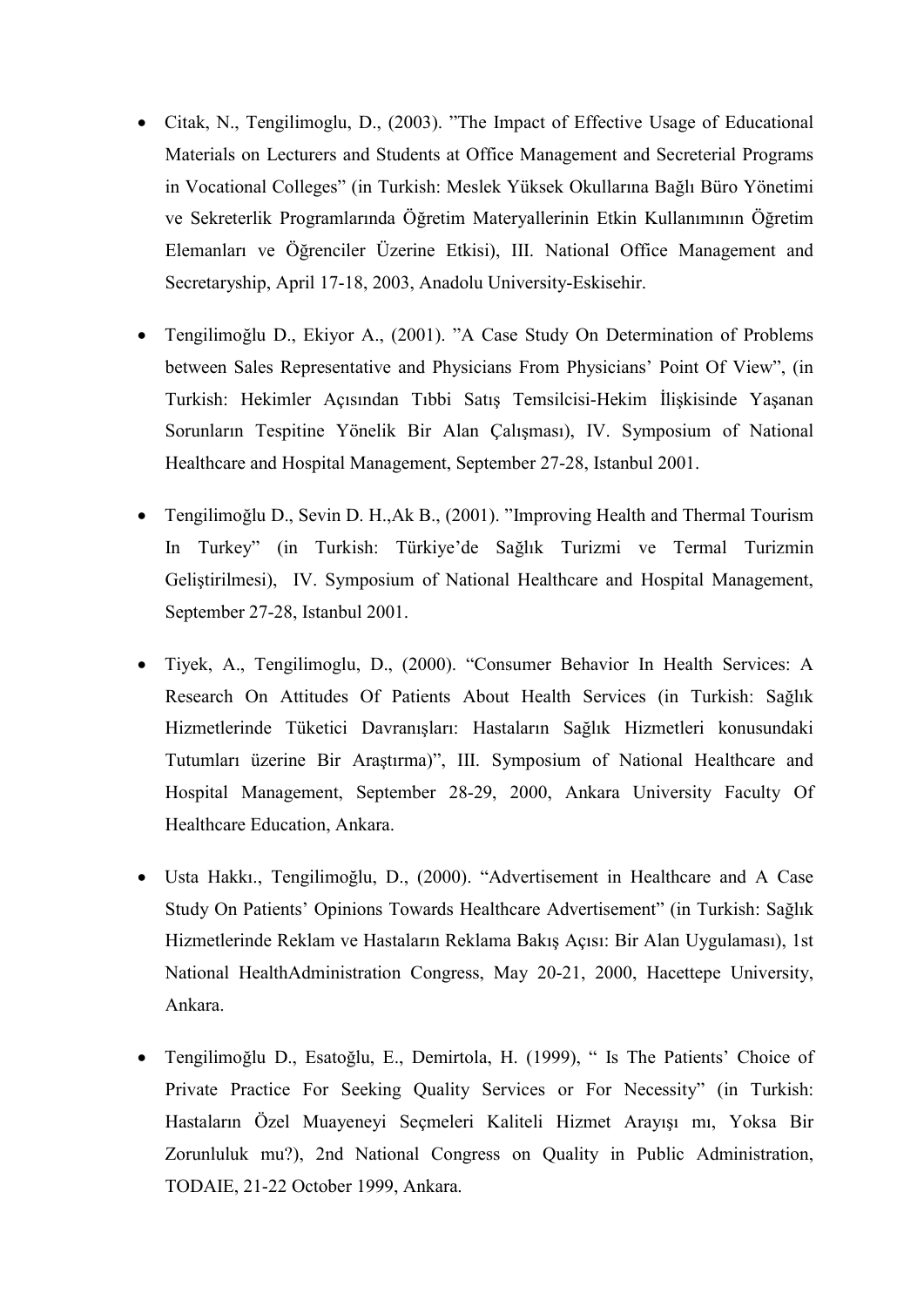- Citak, N., Tengilimoglu, D., (2003). ”The Impact of Effective Usage of Educational Materials on Lecturers and Students at Office Management and Secreterial Programs in Vocational Colleges” (in Turkish: Meslek Yüksek Okullarına Bağlı Büro Yönetimi ve Sekreterlik Programlarında Öğretim Materyallerinin Etkin Kullanımının Öğretim Elemanları ve Öğrenciler Üzerine Etkisi), III. National Office Management and Secretaryship, April 17-18, 2003, Anadolu University-Eskisehir.

- Tengilimoğlu D., Ekiyor A., (2001). ”A Case Study On Determination of Problems between Sales Representative and Physicians From Physicians' Point Of View”, (in Turkish: Hekimler Açısından Tıbbi Satış Temsilcisi-Hekim İlişkisinde Yaşanan Sorunların Tespitine Yönelik Bir Alan Çalışması), IV. Symposium of National Healthcare and Hospital Management, September 27-28, Istanbul 2001.

- Tengilimoğlu D., Sevin D. H.,Ak B., (2001). ”Improving Health and Thermal Tourism In Turkey” (in Turkish: Türkiye'de Sağlık Turizmi ve Termal Turizmin Geliştirilmesi), IV. Symposium of National Healthcare and Hospital Management, September 27-28, Istanbul 2001.

- Tiyek, A., Tengilimoglu, D., (2000). “Consumer Behavior In Health Services: A Research On Attitudes Of Patients About Health Services (in Turkish: Sağlık Hizmetlerinde Tüketici Davranışları: Hastaların Sağlık Hizmetleri konusundaki Tutumları üzerine Bir Araştırma)”, III. Symposium of National Healthcare and Hospital Management, September 28-29, 2000, Ankara University Faculty Of Healthcare Education, Ankara.

- Usta Hakkı., Tengilimoğlu, D., (2000). “Advertisement in Healthcare and A Case Study On Patients' Opinions Towards Healthcare Advertisement” (in Turkish: Sağlık Hizmetlerinde Reklam ve Hastaların Reklama Bakış Açısı: Bir Alan Uygulaması), 1st National HealthAdministration Congress, May 20-21, 2000, Hacettepe University, Ankara.

- Tengilimoğlu D., Esatoğlu, E., Demirtola, H. (1999), “ Is The Patients' Choice of Private Practice For Seeking Quality Services or For Necessity” (in Turkish: Hastaların Özel Muayeneyi Seçmeleri Kaliteli Hizmet Arayışı mı, Yoksa Bir Zorunluluk mu?), 2nd National Congress on Quality in Public Administration, TODAIE, 21-22 October 1999, Ankara.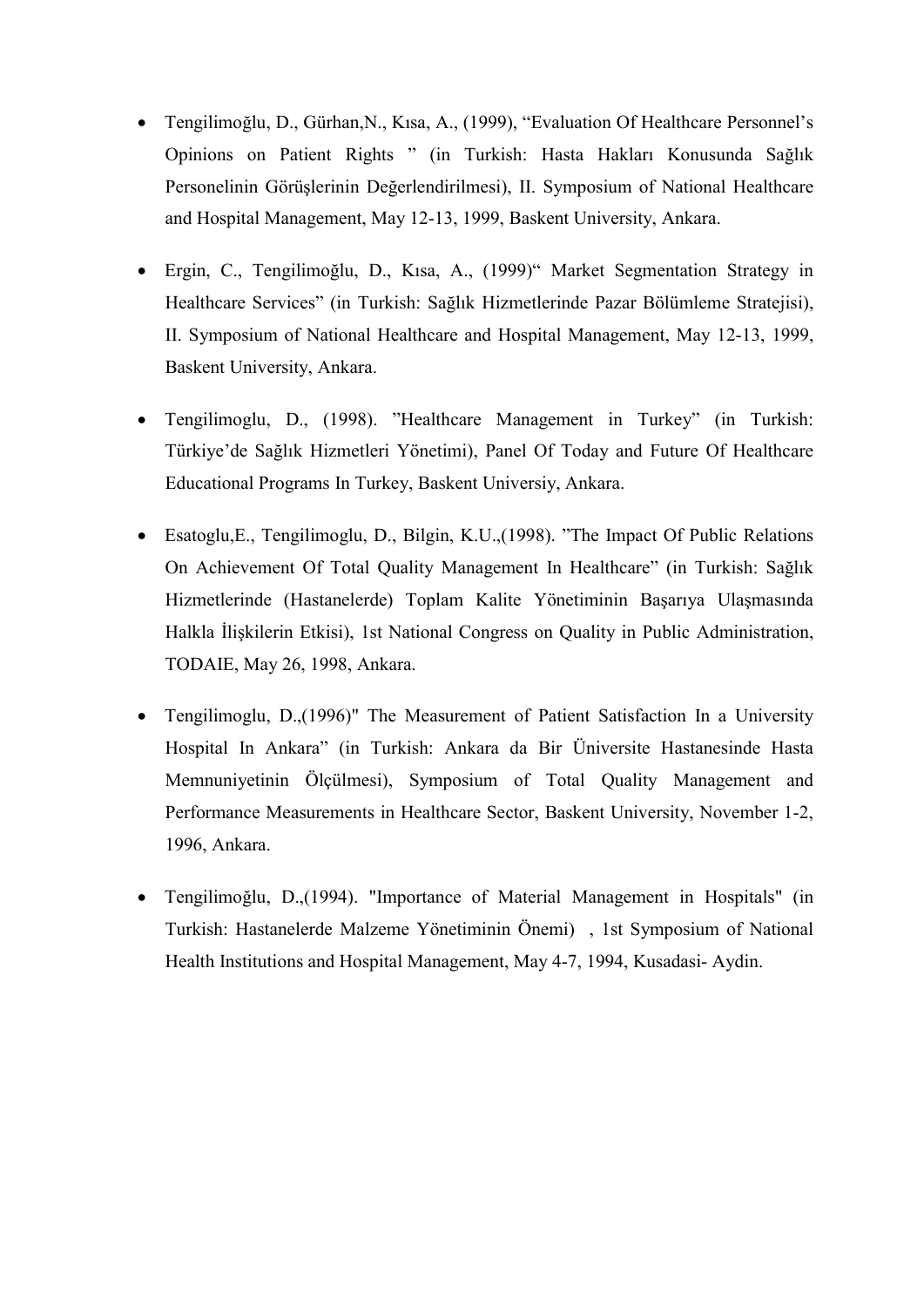- Tengilimoğlu, D., Gürhan,N., Kısa, A., (1999), “Evaluation Of Healthcare Personnel’s Opinions on Patient Rights ” (in Turkish: Hasta Hakları Konusunda Sağlık Personelinin Görüşlerinin Değerlendirilmesi), II. Symposium of National Healthcare and Hospital Management, May 12-13, 1999, Baskent University, Ankara.

- Ergin, C., Tengilimoğlu, D., Kısa, A., (1999)“ Market Segmentation Strategy in Healthcare Services” (in Turkish: Sağlık Hizmetlerinde Pazar Bölümleme Stratejisi), II. Symposium of National Healthcare and Hospital Management, May 12-13, 1999, Baskent University, Ankara.

- Tengilimoglu, D., (1998). ”Healthcare Management in Turkey” (in Turkish: Türkiye’de Sağlık Hizmetleri Yönetimi), Panel Of Today and Future Of Healthcare Educational Programs In Turkey, Baskent Universiy, Ankara.

- Esatoglu,E., Tengilimoglu, D., Bilgin, K.U.,(1998). ”The Impact Of Public Relations On Achievement Of Total Quality Management In Healthcare” (in Turkish: Sağlık Hizmetlerinde (Hastanelerde) Toplam Kalite Yönetiminin Başarıya Ulaşmasında Halkla İlişkilerin Etkisi), 1st National Congress on Quality in Public Administration, TODAIE, May 26, 1998, Ankara.

- Tengilimoglu, D.,(1996)" The Measurement of Patient Satisfaction In a University Hospital In Ankara” (in Turkish: Ankara da Bir Üniversite Hastanesinde Hasta Memnuniyetinin Ölçülmesi), Symposium of Total Quality Management and Performance Measurements in Healthcare Sector, Baskent University, November 1-2, 1996, Ankara.

- Tengilimoğlu, D.,(1994). "Importance of Material Management in Hospitals" (in Turkish: Hastanelerde Malzeme Yönetiminin Önemi) , 1st Symposium of National Health Institutions and Hospital Management, May 4-7, 1994, Kusadasi- Aydin.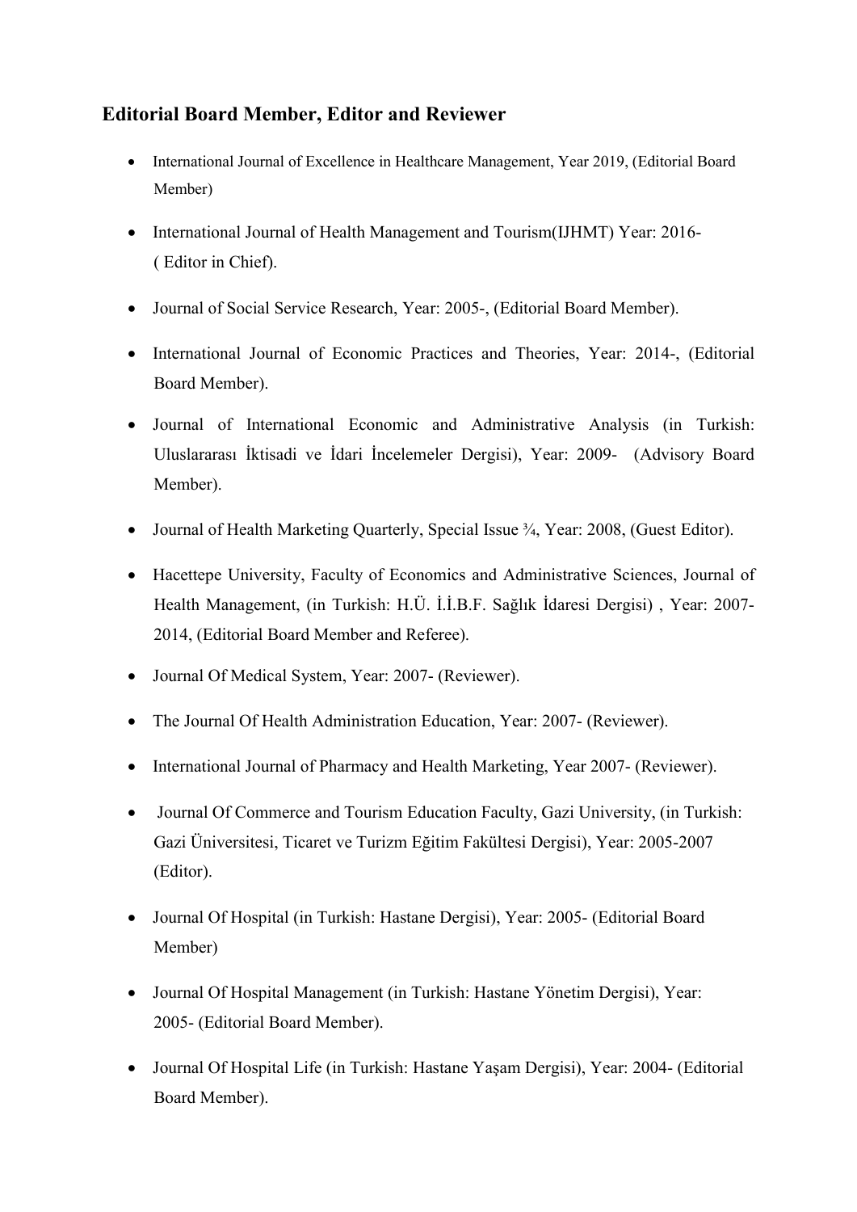## Editorial Board Member, Editor and Reviewer

- International Journal of Excellence in Healthcare Management, Year 2019, (Editorial Board Member)
- International Journal of Health Management and Tourism(IJHMT) Year: 2016- ( Editor in Chief).
- Journal of Social Service Research, Year: 2005-, (Editorial Board Member).
- International Journal of Economic Practices and Theories, Year: 2014-, (Editorial Board Member).
- Journal of International Economic and Administrative Analysis (in Turkish: Uluslararası İktisadi ve İdari İncelemeler Dergisi), Year: 2009- (Advisory Board Member).
- Journal of Health Marketing Quarterly, Special Issue ¾, Year: 2008, (Guest Editor).
- Hacettepe University, Faculty of Economics and Administrative Sciences, Journal of Health Management, (in Turkish: H.Ü. İ.İ.B.F. Sağlık İdaresi Dergisi) , Year: 2007-2014, (Editorial Board Member and Referee).
- Journal Of Medical System, Year: 2007- (Reviewer).
- The Journal Of Health Administration Education, Year: 2007- (Reviewer).
- International Journal of Pharmacy and Health Marketing, Year 2007- (Reviewer).
- Journal Of Commerce and Tourism Education Faculty, Gazi University, (in Turkish: Gazi Üniversitesi, Ticaret ve Turizm Eğitim Fakültesi Dergisi), Year: 2005-2007 (Editor).
- Journal Of Hospital (in Turkish: Hastane Dergisi), Year: 2005- (Editorial Board Member)
- Journal Of Hospital Management (in Turkish: Hastane Yönetim Dergisi), Year: 2005- (Editorial Board Member).
- Journal Of Hospital Life (in Turkish: Hastane Yaşam Dergisi), Year: 2004- (Editorial Board Member).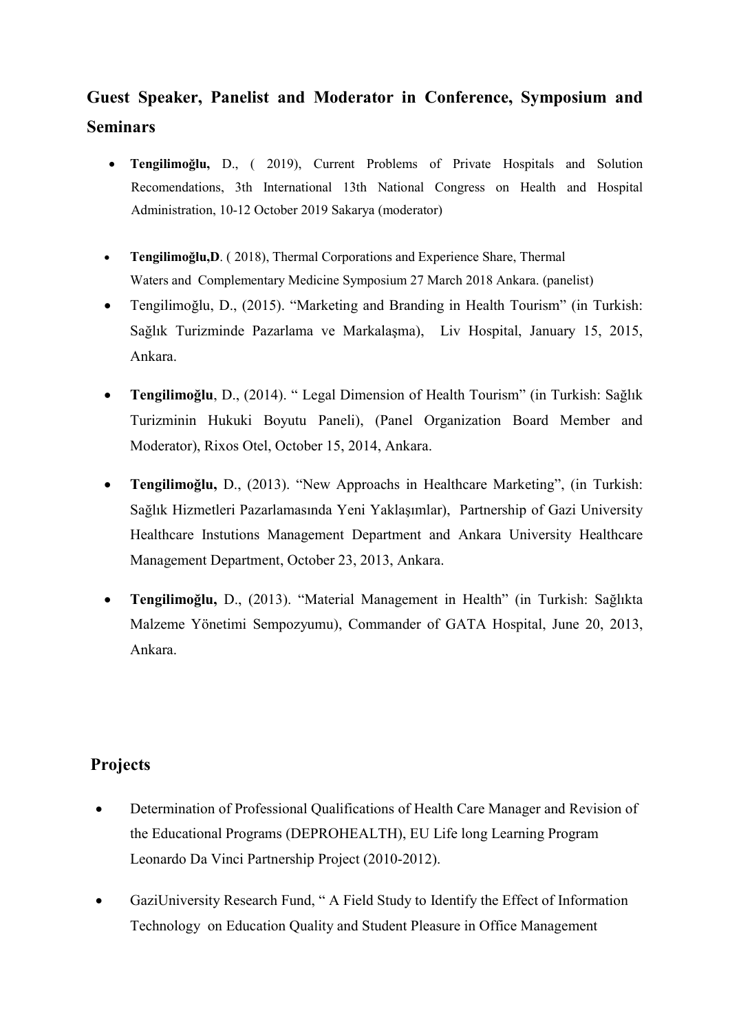## Guest Speaker, Panelist and Moderator in Conference, Symposium and Seminars

- **Tengilimoğlu,** D., ( 2019), Current Problems of Private Hospitals and Solution Recomendations, 3th International 13th National Congress on Health and Hospital Administration, 10-12 October 2019 Sakarya (moderator)

- **Tengilimoğlu,D**. ( 2018), Thermal Corporations and Experience Share, Thermal Waters and Complementary Medicine Symposium 27 March 2018 Ankara. (panelist)
- Tengilimoğlu, D., (2015). "Marketing and Branding in Health Tourism" (in Turkish: Sağlık Turizminde Pazarlama ve Markalaşma), Liv Hospital, January 15, 2015, Ankara.

- **Tengilimoğlu**, D., (2014). " Legal Dimension of Health Tourism" (in Turkish: Sağlık Turizminin Hukuki Boyutu Paneli), (Panel Organization Board Member and Moderator), Rixos Otel, October 15, 2014, Ankara.

- **Tengilimoğlu,** D., (2013). "New Approachs in Healthcare Marketing", (in Turkish: Sağlık Hizmetleri Pazarlamasında Yeni Yaklaşımlar), Partnership of Gazi University Healthcare Instutions Management Department and Ankara University Healthcare Management Department, October 23, 2013, Ankara.

- **Tengilimoğlu,** D., (2013). "Material Management in Health" (in Turkish: Sağlıkta Malzeme Yönetimi Sempozyumu), Commander of GATA Hospital, June 20, 2013, Ankara.

## Projects

- Determination of Professional Qualifications of Health Care Manager and Revision of the Educational Programs (DEPROHEALTH), EU Life long Learning Program Leonardo Da Vinci Partnership Project (2010-2012).

- GaziUniversity Research Fund, " A Field Study to Identify the Effect of Information Technology on Education Quality and Student Pleasure in Office Management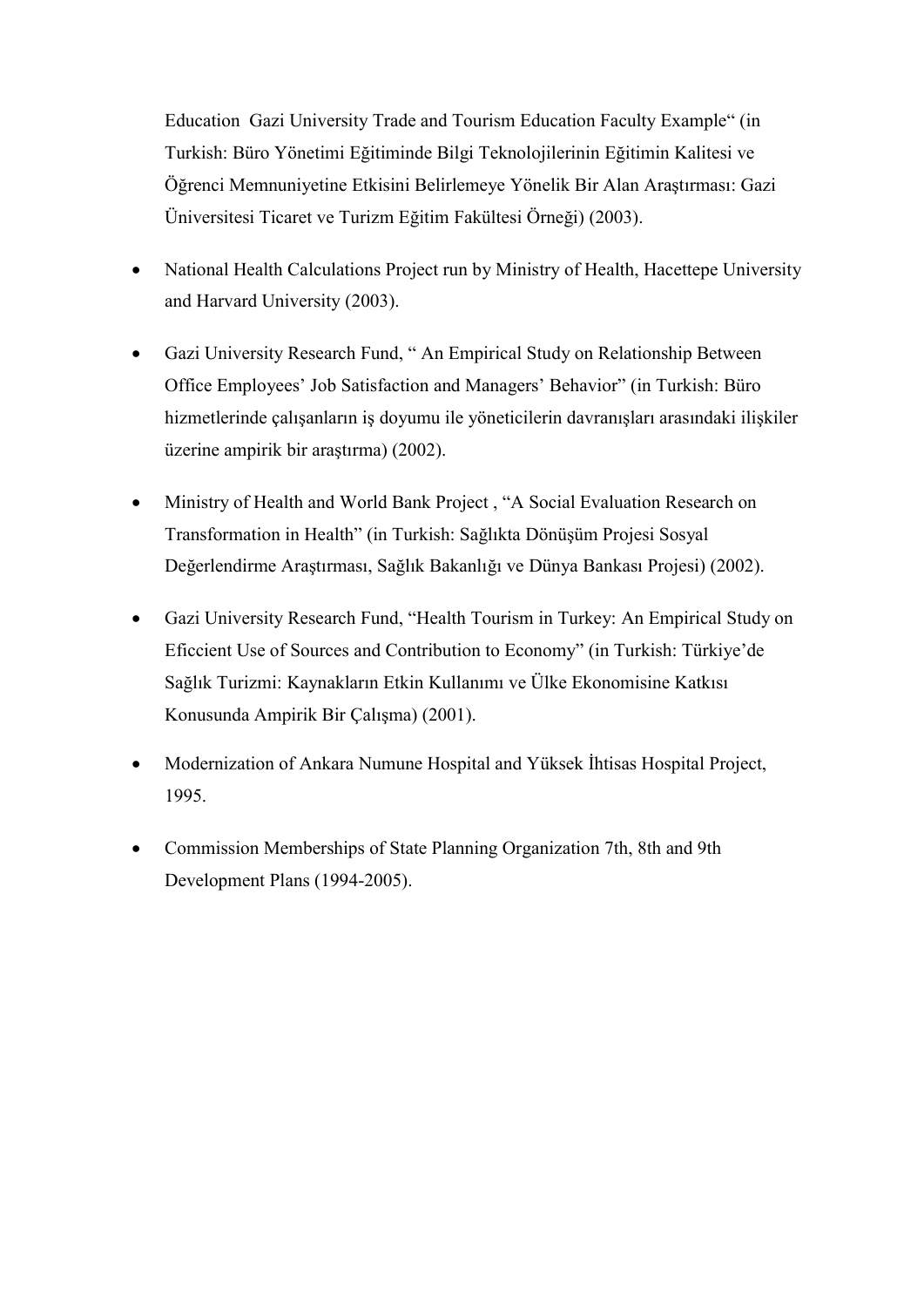Education  Gazi University Trade and Tourism Education Faculty Example“ (in Turkish: Büro Yönetimi Eğitiminde Bilgi Teknolojilerinin Eğitimin Kalitesi ve Öğrenci Memnuniyetine Etkisini Belirlemeye Yönelik Bir Alan Araştırması: Gazi Üniversitesi Ticaret ve Turizm Eğitim Fakültesi Örneği) (2003).

- National Health Calculations Project run by Ministry of Health, Hacettepe University and Harvard University (2003).
- Gazi University Research Fund, “ An Empirical Study on Relationship Between Office Employees’ Job Satisfaction and Managers’ Behavior” (in Turkish: Büro hizmetlerinde çalışanların iş doyumu ile yöneticilerin davranışları arasındaki ilişkiler üzerine ampirik bir araştırma) (2002).
- Ministry of Health and World Bank Project , “A Social Evaluation Research on Transformation in Health” (in Turkish: Sağlıkta Dönüşüm Projesi Sosyal Değerlendirme Araştırması, Sağlık Bakanlığı ve Dünya Bankası Projesi) (2002).
- Gazi University Research Fund, “Health Tourism in Turkey: An Empirical Study on Eficcient Use of Sources and Contribution to Economy” (in Turkish: Türkiye’de Sağlık Turizmi: Kaynakların Etkin Kullanımı ve Ülke Ekonomisine Katkısı Konusunda Ampirik Bir Çalışma) (2001).
- Modernization of Ankara Numune Hospital and Yüksek İhtisas Hospital Project, 1995.
- Commission Memberships of State Planning Organization 7th, 8th and 9th Development Plans (1994-2005).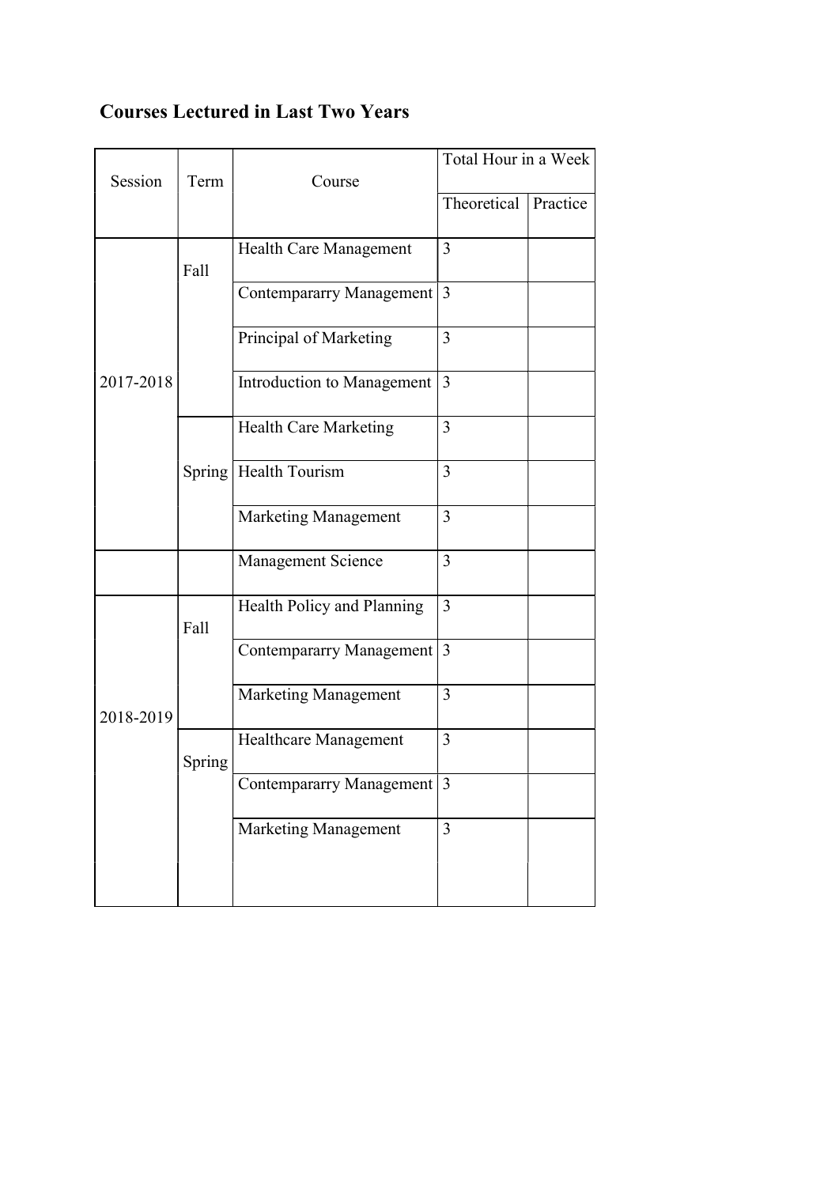## Courses Lectured in Last Two Years

| Session | Term | Course | Total Hour in a Week | |
|---|---|---|---|---|
| | | | Theoretical | Practice |
| 2017-2018 | Fall | Health Care Management | 3 | |
| | | Contempararry Management | 3 | |
| | | Principal of Marketing | 3 | |
| | | Introduction to Management | 3 | |
| | Spring | Health Care Marketing | 3 | |
| | | Health Tourism | 3 | |
| | | Marketing Management | 3 | |
| | | Management Science | 3 | |
| 2018-2019 | Fall | Health Policy and Planning | 3 | |
| | | Contempararry Management | 3 | |
| | | Marketing Management | 3 | |
| | Spring | Healthcare Management | 3 | |
| | | Contempararry Management | 3 | |
| | | Marketing Management | 3 | |
| | | | | |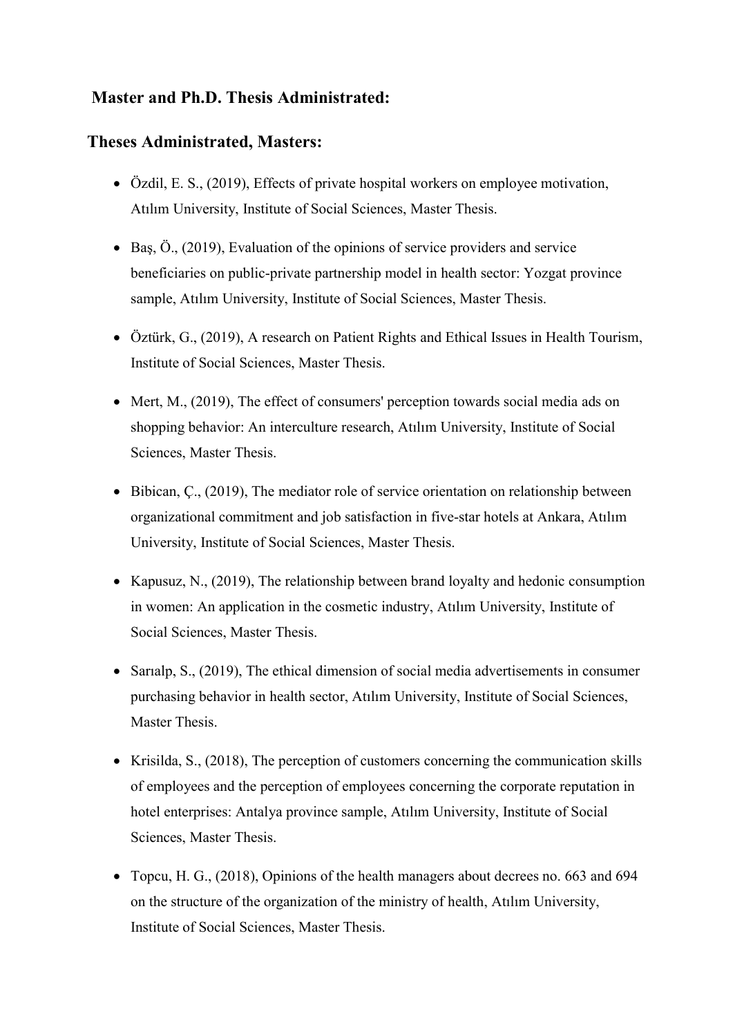## Master and Ph.D. Thesis Administrated:

## Theses Administrated, Masters:

- Özdil, E. S., (2019), Effects of private hospital workers on employee motivation, Atılım University, Institute of Social Sciences, Master Thesis.
- Baş, Ö., (2019), Evaluation of the opinions of service providers and service beneficiaries on public-private partnership model in health sector: Yozgat province sample, Atılım University, Institute of Social Sciences, Master Thesis.
- Öztürk, G., (2019), A research on Patient Rights and Ethical Issues in Health Tourism, Institute of Social Sciences, Master Thesis.
- Mert, M., (2019), The effect of consumers' perception towards social media ads on shopping behavior: An interculture research, Atılım University, Institute of Social Sciences, Master Thesis.
- Bibican, Ç., (2019), The mediator role of service orientation on relationship between organizational commitment and job satisfaction in five-star hotels at Ankara, Atılım University, Institute of Social Sciences, Master Thesis.
- Kapusuz, N., (2019), The relationship between brand loyalty and hedonic consumption in women: An application in the cosmetic industry, Atılım University, Institute of Social Sciences, Master Thesis.
- Sarıalp, S., (2019), The ethical dimension of social media advertisements in consumer purchasing behavior in health sector, Atılım University, Institute of Social Sciences, Master Thesis.
- Krisilda, S., (2018), The perception of customers concerning the communication skills of employees and the perception of employees concerning the corporate reputation in hotel enterprises: Antalya province sample, Atılım University, Institute of Social Sciences, Master Thesis.
- Topcu, H. G., (2018), Opinions of the health managers about decrees no. 663 and 694 on the structure of the organization of the ministry of health, Atılım University, Institute of Social Sciences, Master Thesis.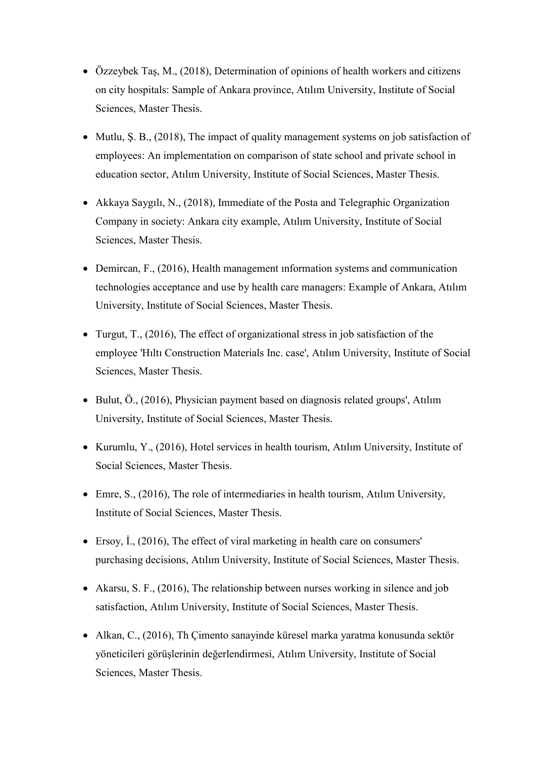- Özzeybek Taş, M., (2018), Determination of opinions of health workers and citizens on city hospitals: Sample of Ankara province, Atılım University, Institute of Social Sciences, Master Thesis.

- Mutlu, Ş. B., (2018), The impact of quality management systems on job satisfaction of employees: An implementation on comparison of state school and private school in education sector, Atılım University, Institute of Social Sciences, Master Thesis.

- Akkaya Saygılı, N., (2018), Immediate of the Posta and Telegraphic Organization Company in society: Ankara city example, Atılım University, Institute of Social Sciences, Master Thesis.

- Demircan, F., (2016), Health management ınformation systems and communication technologies acceptance and use by health care managers: Example of Ankara, Atılım University, Institute of Social Sciences, Master Thesis.

- Turgut, T., (2016), The effect of organizational stress in job satisfaction of the employee 'Hıltı Construction Materials Inc. case', Atılım University, Institute of Social Sciences, Master Thesis.

- Bulut, Ö., (2016), Physician payment based on diagnosis related groups', Atılım University, Institute of Social Sciences, Master Thesis.

- Kurumlu, Y., (2016), Hotel services in health tourism, Atılım University, Institute of Social Sciences, Master Thesis.

- Emre, S., (2016), The role of intermediaries in health tourism, Atılım University, Institute of Social Sciences, Master Thesis.

- Ersoy, İ., (2016), The effect of viral marketing in health care on consumers' purchasing decisions, Atılım University, Institute of Social Sciences, Master Thesis.

- Akarsu, S. F., (2016), The relationship between nurses working in silence and job satisfaction, Atılım University, Institute of Social Sciences, Master Thesis.

- Alkan, C., (2016), Th Çimento sanayinde küresel marka yaratma konusunda sektör yöneticileri görüşlerinin değerlendirmesi, Atılım University, Institute of Social Sciences, Master Thesis.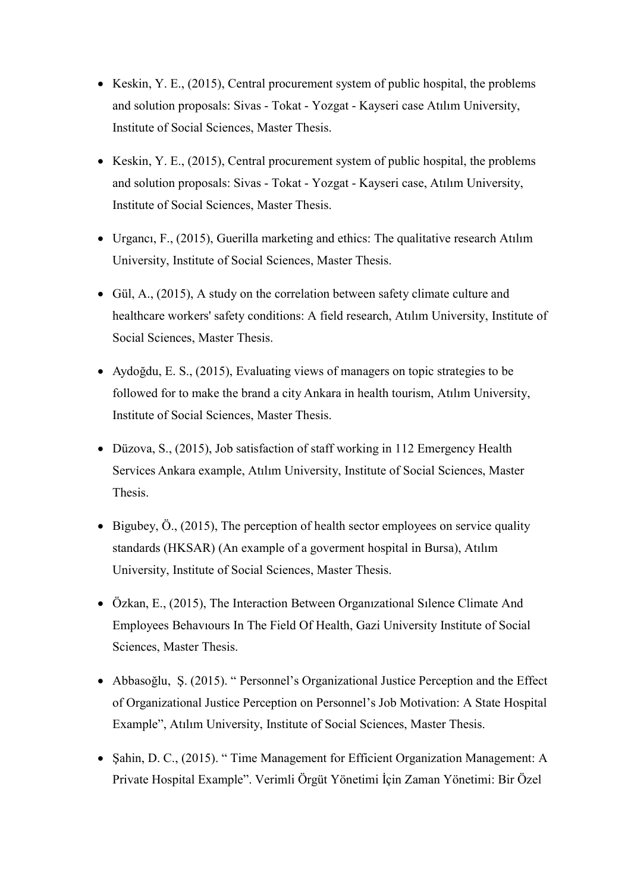- Keskin, Y. E., (2015), Central procurement system of public hospital, the problems and solution proposals: Sivas - Tokat - Yozgat - Kayseri case Atılım University, Institute of Social Sciences, Master Thesis.

- Keskin, Y. E., (2015), Central procurement system of public hospital, the problems and solution proposals: Sivas - Tokat - Yozgat - Kayseri case, Atılım University, Institute of Social Sciences, Master Thesis.

- Urgancı, F., (2015), Guerilla marketing and ethics: The qualitative research Atılım University, Institute of Social Sciences, Master Thesis.

- Gül, A., (2015), A study on the correlation between safety climate culture and healthcare workers' safety conditions: A field research, Atılım University, Institute of Social Sciences, Master Thesis.

- Aydoğdu, E. S., (2015), Evaluating views of managers on topic strategies to be followed for to make the brand a city Ankara in health tourism, Atılım University, Institute of Social Sciences, Master Thesis.

- Düzova, S., (2015), Job satisfaction of staff working in 112 Emergency Health Services Ankara example, Atılım University, Institute of Social Sciences, Master Thesis.

- Bigubey, Ö., (2015), The perception of health sector employees on service quality standards (HKSAR) (An example of a goverment hospital in Bursa), Atılım University, Institute of Social Sciences, Master Thesis.

- Özkan, E., (2015), The Interaction Between Organızational Sılence Climate And Employees Behavıours In The Field Of Health, Gazi University Institute of Social Sciences, Master Thesis.

- Abbasoğlu, Ş. (2015). " Personnel's Organizational Justice Perception and the Effect of Organizational Justice Perception on Personnel's Job Motivation: A State Hospital Example", Atılım University, Institute of Social Sciences, Master Thesis.

- Şahin, D. C., (2015). " Time Management for Efficient Organization Management: A Private Hospital Example". Verimli Örgüt Yönetimi İçin Zaman Yönetimi: Bir Özel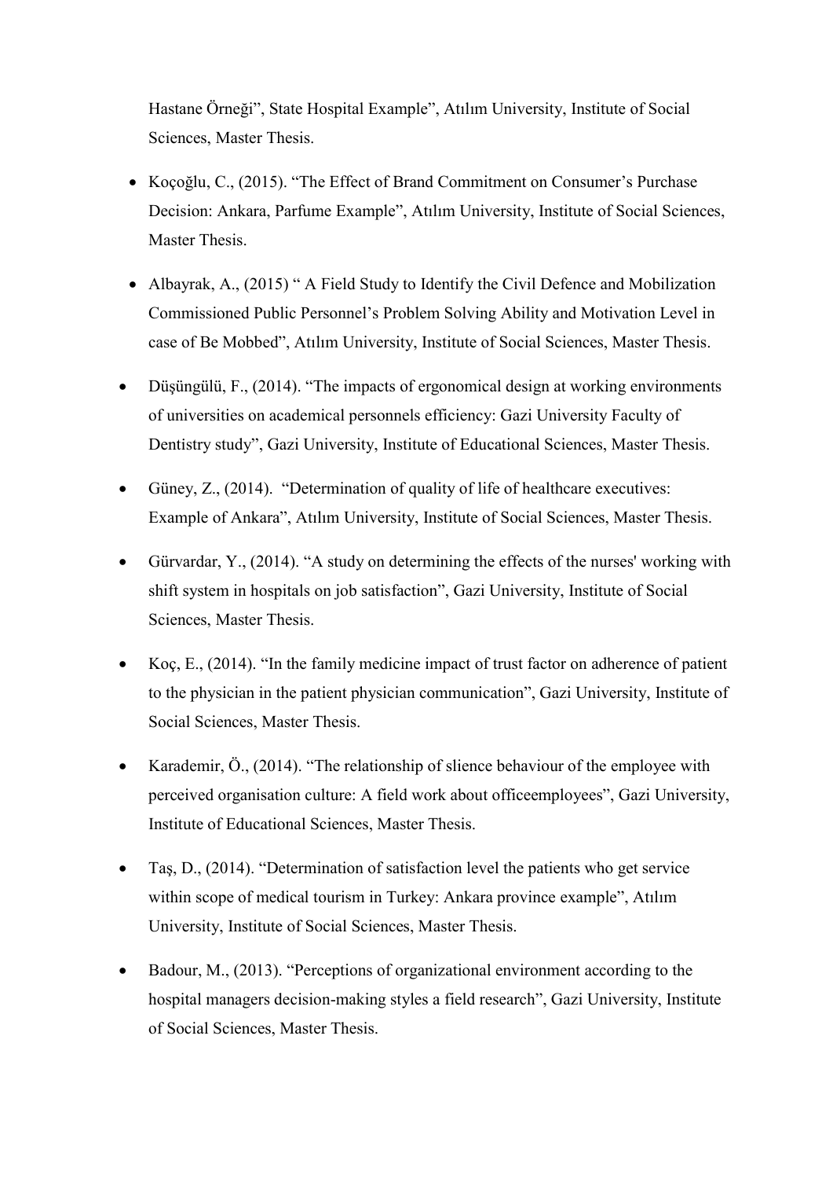Hastane Örneği", State Hospital Example", Atılım University, Institute of Social Sciences, Master Thesis.

- Koçoğlu, C., (2015). "The Effect of Brand Commitment on Consumer's Purchase Decision: Ankara, Parfume Example", Atılım University, Institute of Social Sciences, Master Thesis.
- Albayrak, A., (2015) " A Field Study to Identify the Civil Defence and Mobilization Commissioned Public Personnel's Problem Solving Ability and Motivation Level in case of Be Mobbed", Atılım University, Institute of Social Sciences, Master Thesis.
- Düşüngülü, F., (2014). "The impacts of ergonomical design at working environments of universities on academical personnels efficiency: Gazi University Faculty of Dentistry study", Gazi University, Institute of Educational Sciences, Master Thesis.
- Güney, Z., (2014). "Determination of quality of life of healthcare executives: Example of Ankara", Atılım University, Institute of Social Sciences, Master Thesis.
- Gürvardar, Y., (2014). "A study on determining the effects of the nurses' working with shift system in hospitals on job satisfaction", Gazi University, Institute of Social Sciences, Master Thesis.
- Koç, E., (2014). "In the family medicine impact of trust factor on adherence of patient to the physician in the patient physician communication", Gazi University, Institute of Social Sciences, Master Thesis.
- Karademir, Ö., (2014). "The relationship of slience behaviour of the employee with perceived organisation culture: A field work about officeemployees", Gazi University, Institute of Educational Sciences, Master Thesis.
- Taş, D., (2014). "Determination of satisfaction level the patients who get service within scope of medical tourism in Turkey: Ankara province example", Atılım University, Institute of Social Sciences, Master Thesis.
- Badour, M., (2013). "Perceptions of organizational environment according to the hospital managers decision-making styles a field research", Gazi University, Institute of Social Sciences, Master Thesis.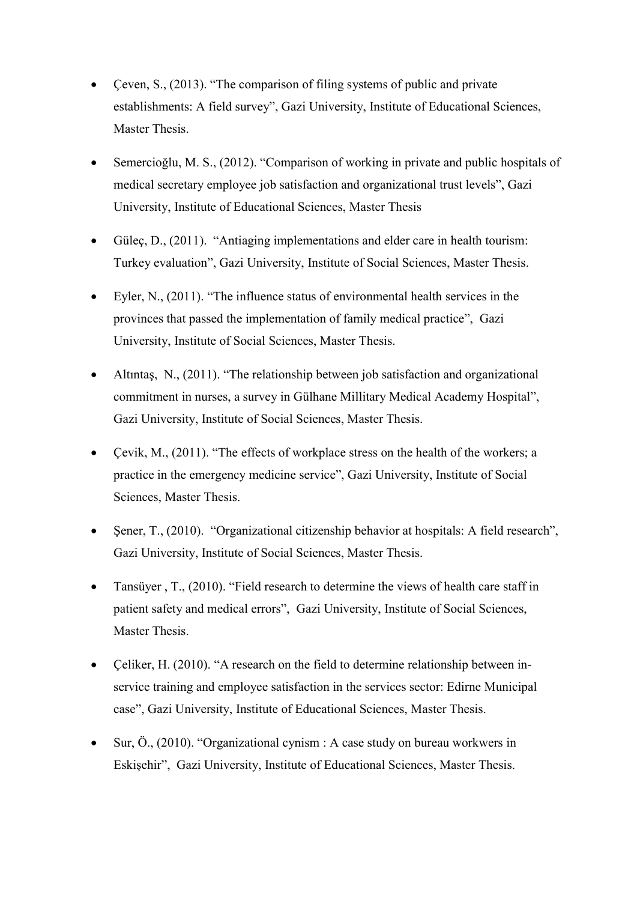- Çeven, S., (2013). “The comparison of filing systems of public and private establishments: A field survey”, Gazi University, Institute of Educational Sciences, Master Thesis.
- Semercioğlu, M. S., (2012). “Comparison of working in private and public hospitals of medical secretary employee job satisfaction and organizational trust levels”, Gazi University, Institute of Educational Sciences, Master Thesis
- Güleç, D., (2011). “Antiaging implementations and elder care in health tourism: Turkey evaluation”, Gazi University, Institute of Social Sciences, Master Thesis.
- Eyler, N., (2011). “The influence status of environmental health services in the provinces that passed the implementation of family medical practice”, Gazi University, Institute of Social Sciences, Master Thesis.
- Altıntaş, N., (2011). “The relationship between job satisfaction and organizational commitment in nurses, a survey in Gülhane Millitary Medical Academy Hospital”, Gazi University, Institute of Social Sciences, Master Thesis.
- Çevik, M., (2011). “The effects of workplace stress on the health of the workers; a practice in the emergency medicine service”, Gazi University, Institute of Social Sciences, Master Thesis.
- Şener, T., (2010). “Organizational citizenship behavior at hospitals: A field research”, Gazi University, Institute of Social Sciences, Master Thesis.
- Tansüyer , T., (2010). “Field research to determine the views of health care staff in patient safety and medical errors”, Gazi University, Institute of Social Sciences, Master Thesis.
- Çeliker, H. (2010). “A research on the field to determine relationship between in-service training and employee satisfaction in the services sector: Edirne Municipal case”, Gazi University, Institute of Educational Sciences, Master Thesis.
- Sur, Ö., (2010). “Organizational cynism : A case study on bureau workwers in Eskişehir”, Gazi University, Institute of Educational Sciences, Master Thesis.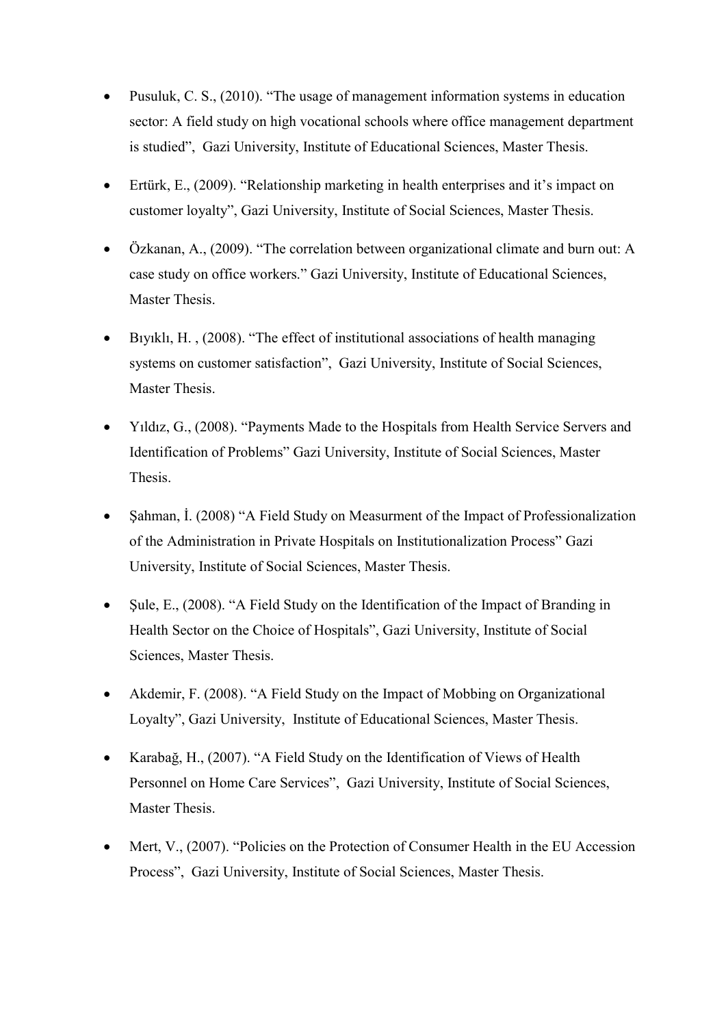- Pusuluk, C. S., (2010). "The usage of management information systems in education sector: A field study on high vocational schools where office management department is studied", Gazi University, Institute of Educational Sciences, Master Thesis.
- Ertürk, E., (2009). "Relationship marketing in health enterprises and it's impact on customer loyalty", Gazi University, Institute of Social Sciences, Master Thesis.
- Özkanan, A., (2009). "The correlation between organizational climate and burn out: A case study on office workers." Gazi University, Institute of Educational Sciences, Master Thesis.
- Bıyıklı, H. , (2008). "The effect of institutional associations of health managing systems on customer satisfaction", Gazi University, Institute of Social Sciences, Master Thesis.
- Yıldız, G., (2008). "Payments Made to the Hospitals from Health Service Servers and Identification of Problems" Gazi University, Institute of Social Sciences, Master Thesis.
- Şahman, İ. (2008) "A Field Study on Measurment of the Impact of Professionalization of the Administration in Private Hospitals on Institutionalization Process" Gazi University, Institute of Social Sciences, Master Thesis.
- Şule, E., (2008). "A Field Study on the Identification of the Impact of Branding in Health Sector on the Choice of Hospitals", Gazi University, Institute of Social Sciences, Master Thesis.
- Akdemir, F. (2008). "A Field Study on the Impact of Mobbing on Organizational Loyalty", Gazi University, Institute of Educational Sciences, Master Thesis.
- Karabağ, H., (2007). "A Field Study on the Identification of Views of Health Personnel on Home Care Services", Gazi University, Institute of Social Sciences, Master Thesis.
- Mert, V., (2007). "Policies on the Protection of Consumer Health in the EU Accession Process", Gazi University, Institute of Social Sciences, Master Thesis.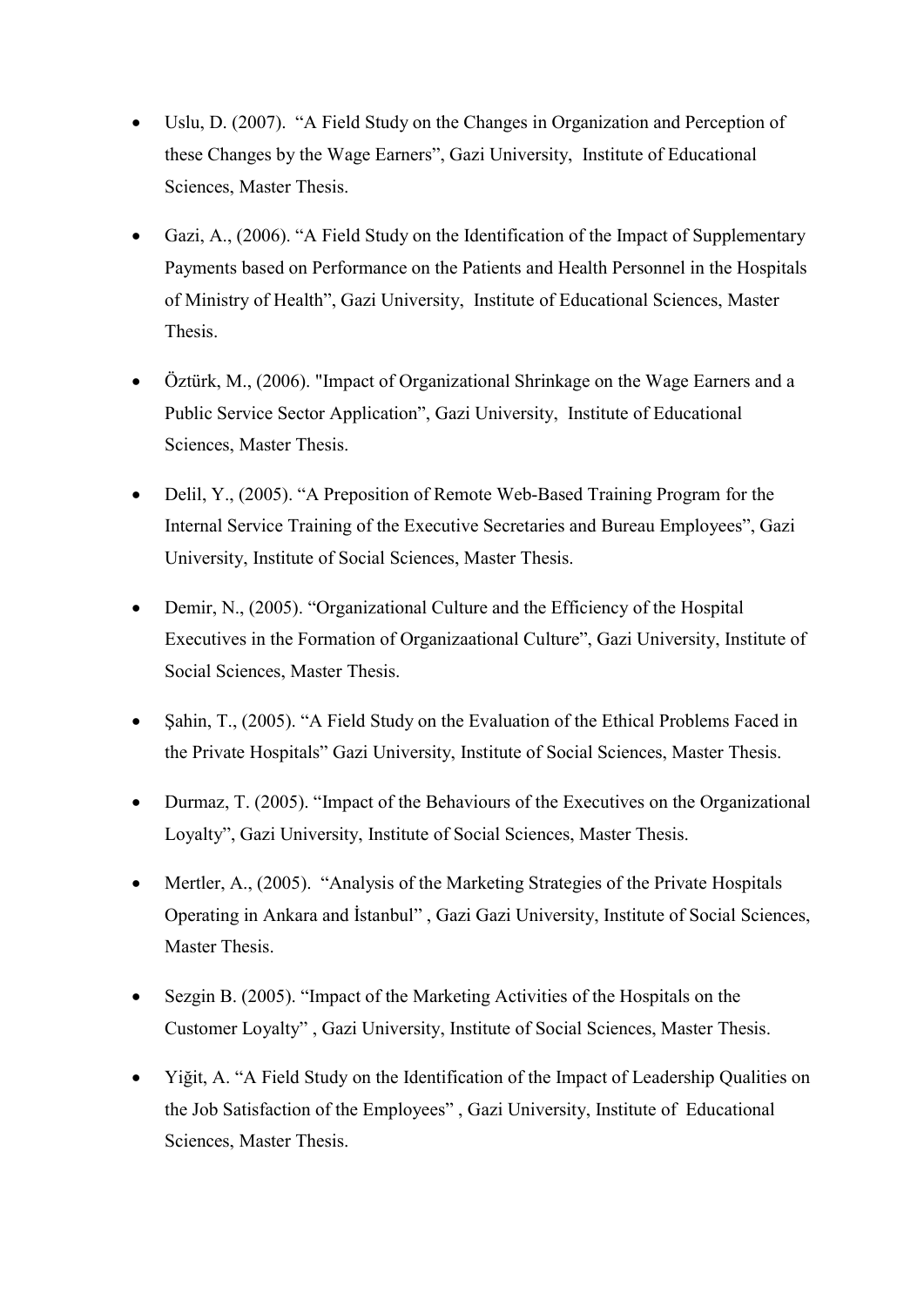- Uslu, D. (2007). "A Field Study on the Changes in Organization and Perception of these Changes by the Wage Earners", Gazi University, Institute of Educational Sciences, Master Thesis.

- Gazi, A., (2006). "A Field Study on the Identification of the Impact of Supplementary Payments based on Performance on the Patients and Health Personnel in the Hospitals of Ministry of Health", Gazi University, Institute of Educational Sciences, Master Thesis.

- Öztürk, M., (2006). "Impact of Organizational Shrinkage on the Wage Earners and a Public Service Sector Application", Gazi University, Institute of Educational Sciences, Master Thesis.

- Delil, Y., (2005). "A Preposition of Remote Web-Based Training Program for the Internal Service Training of the Executive Secretaries and Bureau Employees", Gazi University, Institute of Social Sciences, Master Thesis.

- Demir, N., (2005). "Organizational Culture and the Efficiency of the Hospital Executives in the Formation of Organizaational Culture", Gazi University, Institute of Social Sciences, Master Thesis.

- Şahin, T., (2005). "A Field Study on the Evaluation of the Ethical Problems Faced in the Private Hospitals" Gazi University, Institute of Social Sciences, Master Thesis.

- Durmaz, T. (2005). "Impact of the Behaviours of the Executives on the Organizational Loyalty", Gazi University, Institute of Social Sciences, Master Thesis.

- Mertler, A., (2005). "Analysis of the Marketing Strategies of the Private Hospitals Operating in Ankara and İstanbul" , Gazi Gazi University, Institute of Social Sciences, Master Thesis.

- Sezgin B. (2005). "Impact of the Marketing Activities of the Hospitals on the Customer Loyalty" , Gazi University, Institute of Social Sciences, Master Thesis.

- Yiğit, A. "A Field Study on the Identification of the Impact of Leadership Qualities on the Job Satisfaction of the Employees" , Gazi University, Institute of Educational Sciences, Master Thesis.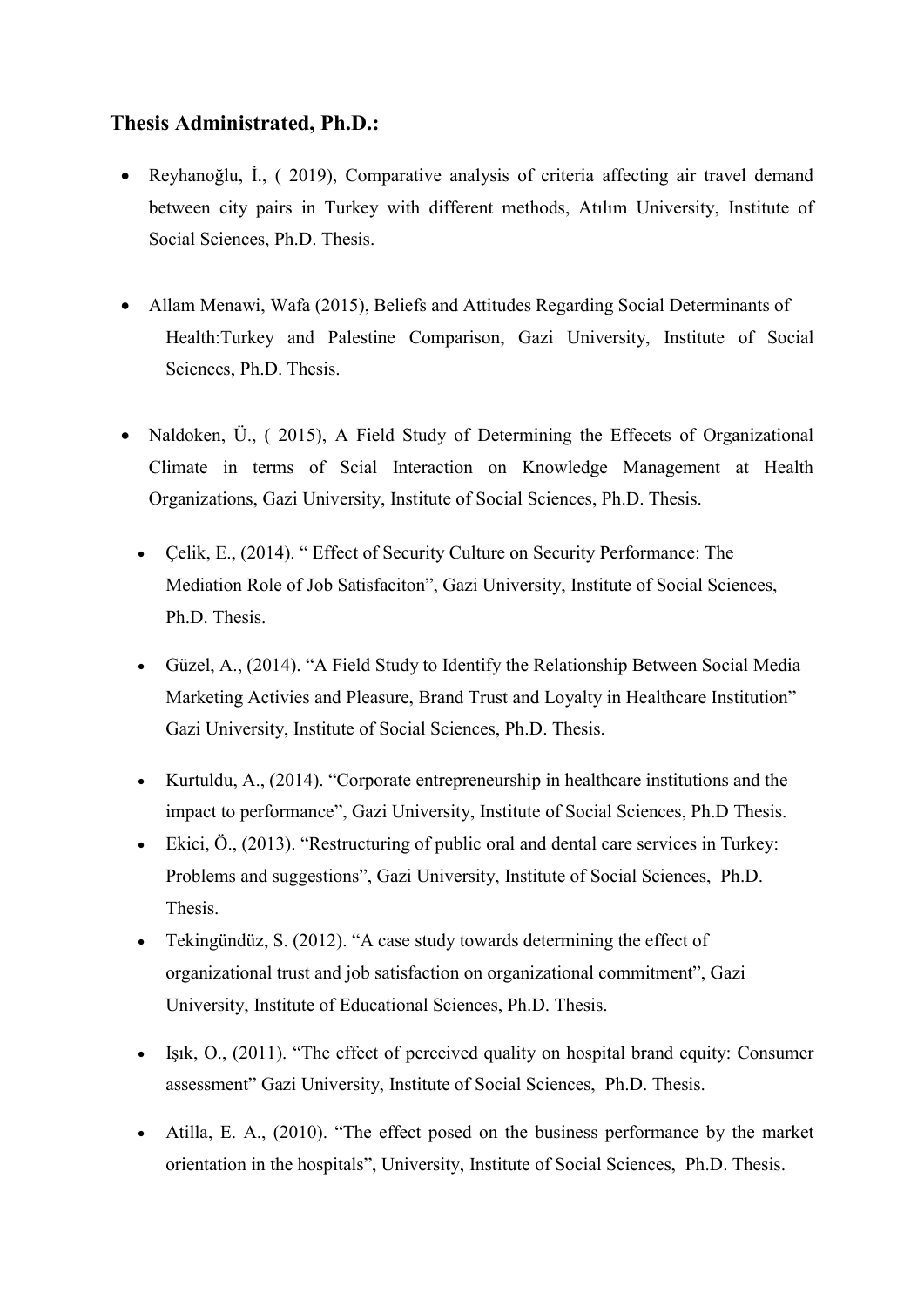## Thesis Administrated, Ph.D.:

- Reyhanoğlu, İ., ( 2019), Comparative analysis of criteria affecting air travel demand between city pairs in Turkey with different methods, Atılım University, Institute of Social Sciences, Ph.D. Thesis.

- Allam Menawi, Wafa (2015), Beliefs and Attitudes Regarding Social Determinants of Health:Turkey and Palestine Comparison, Gazi University, Institute of Social Sciences, Ph.D. Thesis.

- Naldoken, Ü., ( 2015), A Field Study of Determining the Effecets of Organizational Climate in terms of Scial Interaction on Knowledge Management at Health Organizations, Gazi University, Institute of Social Sciences, Ph.D. Thesis.

- Çelik, E., (2014). " Effect of Security Culture on Security Performance: The Mediation Role of Job Satisfaciton", Gazi University, Institute of Social Sciences, Ph.D. Thesis.

- Güzel, A., (2014). "A Field Study to Identify the Relationship Between Social Media Marketing Activies and Pleasure, Brand Trust and Loyalty in Healthcare Institution" Gazi University, Institute of Social Sciences, Ph.D. Thesis.

- Kurtuldu, A., (2014). "Corporate entrepreneurship in healthcare institutions and the impact to performance", Gazi University, Institute of Social Sciences, Ph.D Thesis.
- Ekici, Ö., (2013). "Restructuring of public oral and dental care services in Turkey: Problems and suggestions", Gazi University, Institute of Social Sciences, Ph.D. Thesis.
- Tekingündüz, S. (2012). "A case study towards determining the effect of organizational trust and job satisfaction on organizational commitment", Gazi University, Institute of Educational Sciences, Ph.D. Thesis.

- Işık, O., (2011). "The effect of perceived quality on hospital brand equity: Consumer assessment" Gazi University, Institute of Social Sciences, Ph.D. Thesis.

- Atilla, E. A., (2010). "The effect posed on the business performance by the market orientation in the hospitals", University, Institute of Social Sciences, Ph.D. Thesis.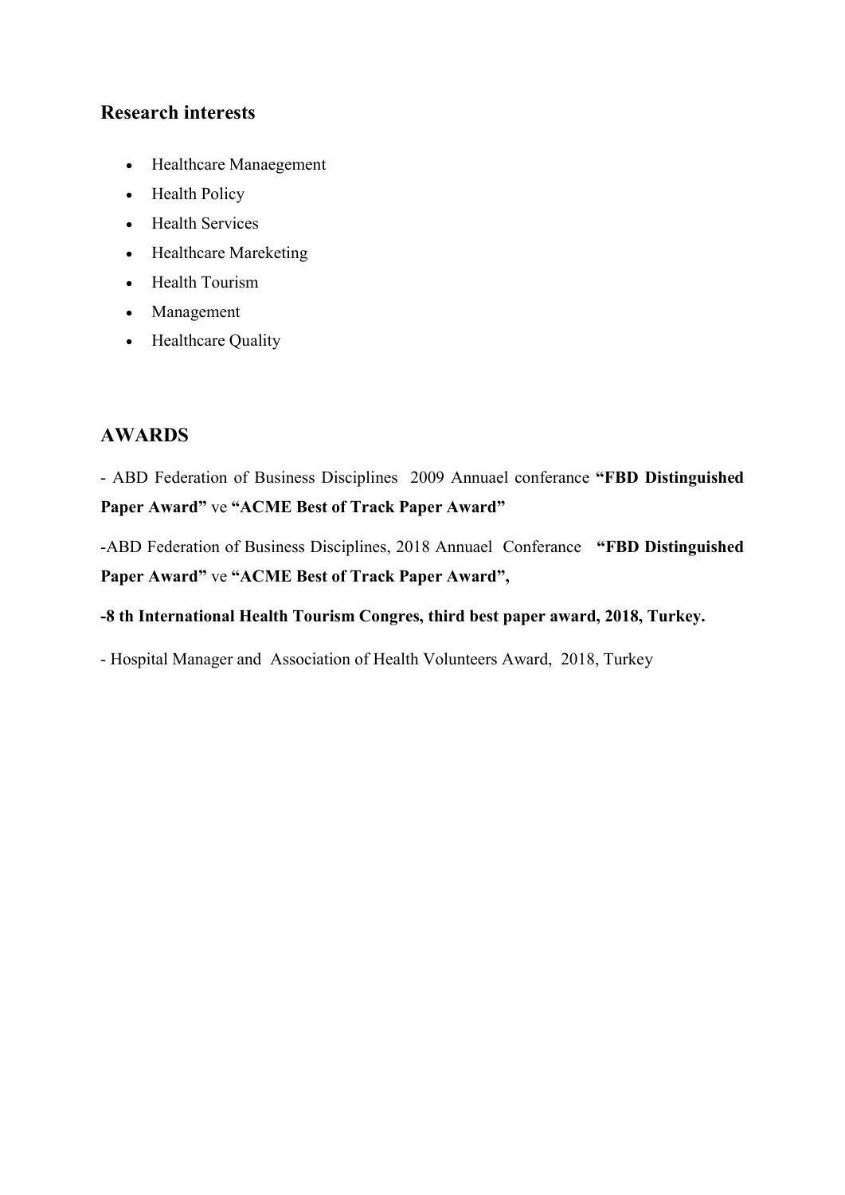## Research interests

- Healthcare Manaegement
- Health Policy
- Health Services
- Healthcare Mareketing
- Health Tourism
- Management
- Healthcare Quality

## AWARDS

- ABD Federation of Business Disciplines 2009 Annuael conferance **"FBD Distinguished Paper Award"** ve **"ACME Best of Track Paper Award"**

-ABD Federation of Business Disciplines, 2018 Annuael Conferance **"FBD Distinguished Paper Award"** ve **"ACME Best of Track Paper Award",**

**-8 th International Health Tourism Congres, third best paper award, 2018, Turkey.**

- Hospital Manager and Association of Health Volunteers Award, 2018, Turkey